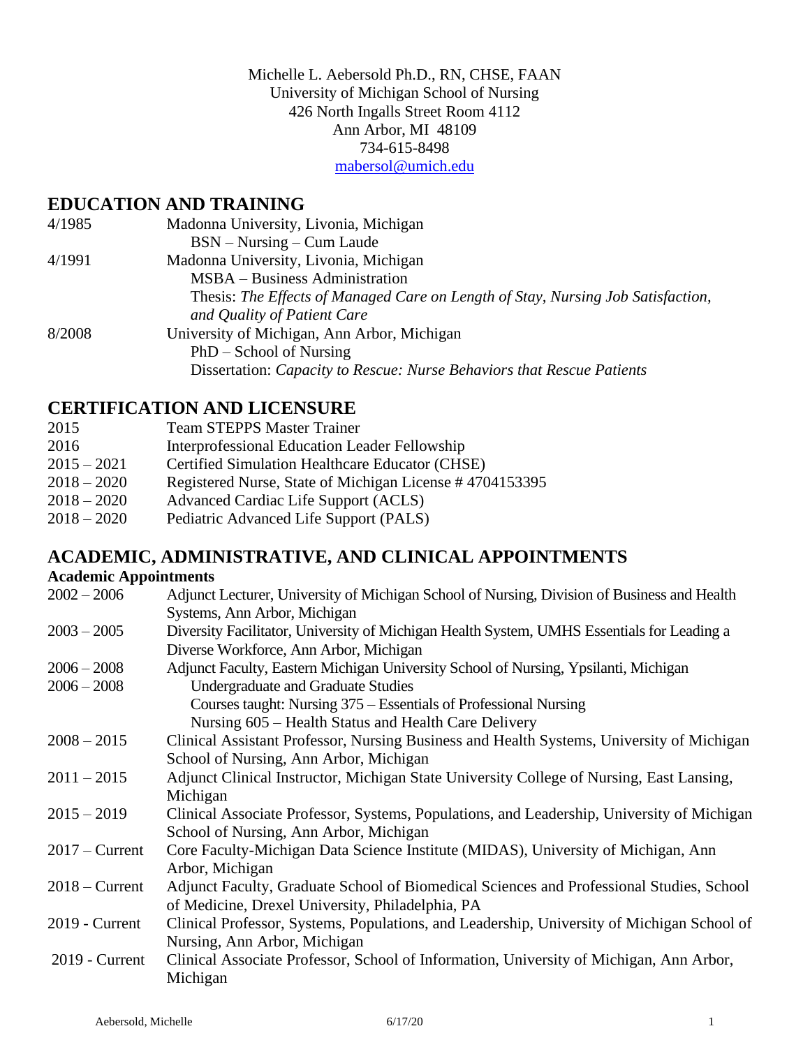Michelle L. Aebersold Ph.D., RN, CHSE, FAAN
University of Michigan School of Nursing
426 North Ingalls Street Room 4112
Ann Arbor, MI 48109
734-615-8498
mabersol@umich.edu

## EDUCATION AND TRAINING

| | |
|---|---|
| 4/1985 | Madonna University, Livonia, Michigan<br>BSN – Nursing – Cum Laude |
| 4/1991 | Madonna University, Livonia, Michigan<br>MSBA – Business Administration<br>Thesis: *The Effects of Managed Care on Length of Stay, Nursing Job Satisfaction, and Quality of Patient Care* |
| 8/2008 | University of Michigan, Ann Arbor, Michigan<br>PhD – School of Nursing<br>Dissertation: *Capacity to Rescue: Nurse Behaviors that Rescue Patients* |

## CERTIFICATION AND LICENSURE

| | |
|---|---|
| 2015 | Team STEPPS Master Trainer |
| 2016 | Interprofessional Education Leader Fellowship |
| 2015 – 2021 | Certified Simulation Healthcare Educator (CHSE) |
| 2018 – 2020 | Registered Nurse, State of Michigan License # 4704153395 |
| 2018 – 2020 | Advanced Cardiac Life Support (ACLS) |
| 2018 – 2020 | Pediatric Advanced Life Support (PALS) |

## ACADEMIC, ADMINISTRATIVE, AND CLINICAL APPOINTMENTS

### Academic Appointments

| | |
|---|---|
| 2002 – 2006 | Adjunct Lecturer, University of Michigan School of Nursing, Division of Business and Health Systems, Ann Arbor, Michigan |
| 2003 – 2005 | Diversity Facilitator, University of Michigan Health System, UMHS Essentials for Leading a Diverse Workforce, Ann Arbor, Michigan |
| 2006 – 2008 | Adjunct Faculty, Eastern Michigan University School of Nursing, Ypsilanti, Michigan |
| 2006 – 2008 | Undergraduate and Graduate Studies<br>Courses taught: Nursing 375 – Essentials of Professional Nursing<br>Nursing 605 – Health Status and Health Care Delivery |
| 2008 – 2015 | Clinical Assistant Professor, Nursing Business and Health Systems, University of Michigan School of Nursing, Ann Arbor, Michigan |
| 2011 – 2015 | Adjunct Clinical Instructor, Michigan State University College of Nursing, East Lansing, Michigan |
| 2015 – 2019 | Clinical Associate Professor, Systems, Populations, and Leadership, University of Michigan School of Nursing, Ann Arbor, Michigan |
| 2017 – Current | Core Faculty-Michigan Data Science Institute (MIDAS), University of Michigan, Ann Arbor, Michigan |
| 2018 – Current | Adjunct Faculty, Graduate School of Biomedical Sciences and Professional Studies, School of Medicine, Drexel University, Philadelphia, PA |
| 2019 - Current | Clinical Professor, Systems, Populations, and Leadership, University of Michigan School of Nursing, Ann Arbor, Michigan |
| 2019 - Current | Clinical Associate Professor, School of Information, University of Michigan, Ann Arbor, Michigan |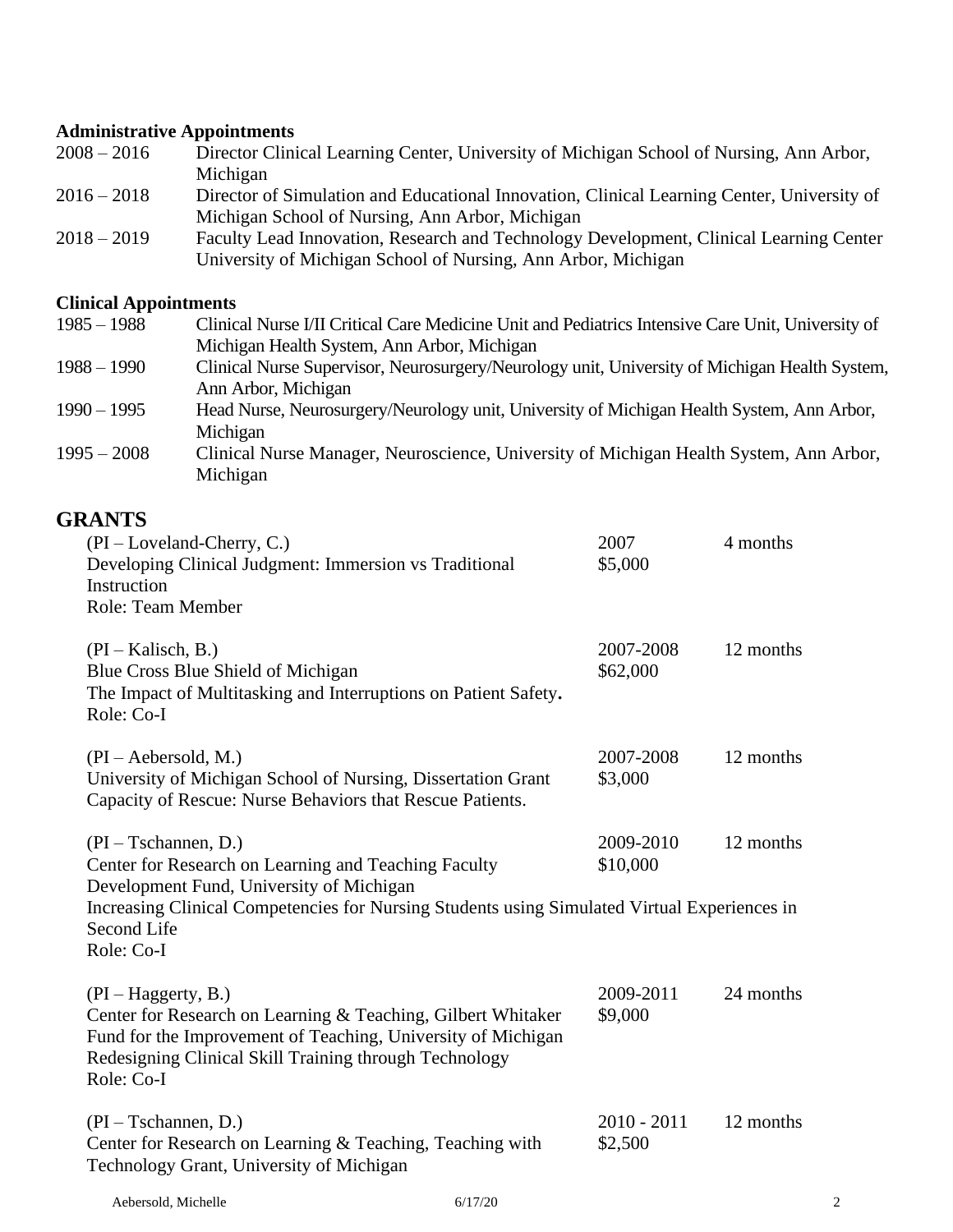**Administrative Appointments**

2008 – 2016 Director Clinical Learning Center, University of Michigan School of Nursing, Ann Arbor, Michigan

2016 – 2018 Director of Simulation and Educational Innovation, Clinical Learning Center, University of Michigan School of Nursing, Ann Arbor, Michigan

2018 – 2019 Faculty Lead Innovation, Research and Technology Development, Clinical Learning Center University of Michigan School of Nursing, Ann Arbor, Michigan

**Clinical Appointments**

1985 – 1988 Clinical Nurse I/II Critical Care Medicine Unit and Pediatrics Intensive Care Unit, University of Michigan Health System, Ann Arbor, Michigan

1988 – 1990 Clinical Nurse Supervisor, Neurosurgery/Neurology unit, University of Michigan Health System, Ann Arbor, Michigan

1990 – 1995 Head Nurse, Neurosurgery/Neurology unit, University of Michigan Health System, Ann Arbor, Michigan

1995 – 2008 Clinical Nurse Manager, Neuroscience, University of Michigan Health System, Ann Arbor, Michigan

## GRANTS

(PI – Loveland-Cherry, C.) 2007 4 months
Developing Clinical Judgment: Immersion vs Traditional Instruction $5,000
Role: Team Member

(PI – Kalisch, B.) 2007-2008 12 months
Blue Cross Blue Shield of Michigan $62,000
The Impact of Multitasking and Interruptions on Patient Safety.
Role: Co-I

(PI – Aebersold, M.) 2007-2008 12 months
University of Michigan School of Nursing, Dissertation Grant $3,000
Capacity of Rescue: Nurse Behaviors that Rescue Patients.

(PI – Tschannen, D.) 2009-2010 12 months
Center for Research on Learning and Teaching Faculty Development Fund, University of Michigan $10,000
Increasing Clinical Competencies for Nursing Students using Simulated Virtual Experiences in Second Life
Role: Co-I

(PI – Haggerty, B.) 2009-2011 24 months
Center for Research on Learning & Teaching, Gilbert Whitaker Fund for the Improvement of Teaching, University of Michigan $9,000
Redesigning Clinical Skill Training through Technology
Role: Co-I

(PI – Tschannen, D.) 2010 - 2011 12 months
Center for Research on Learning & Teaching, Teaching with Technology Grant, University of Michigan $2,500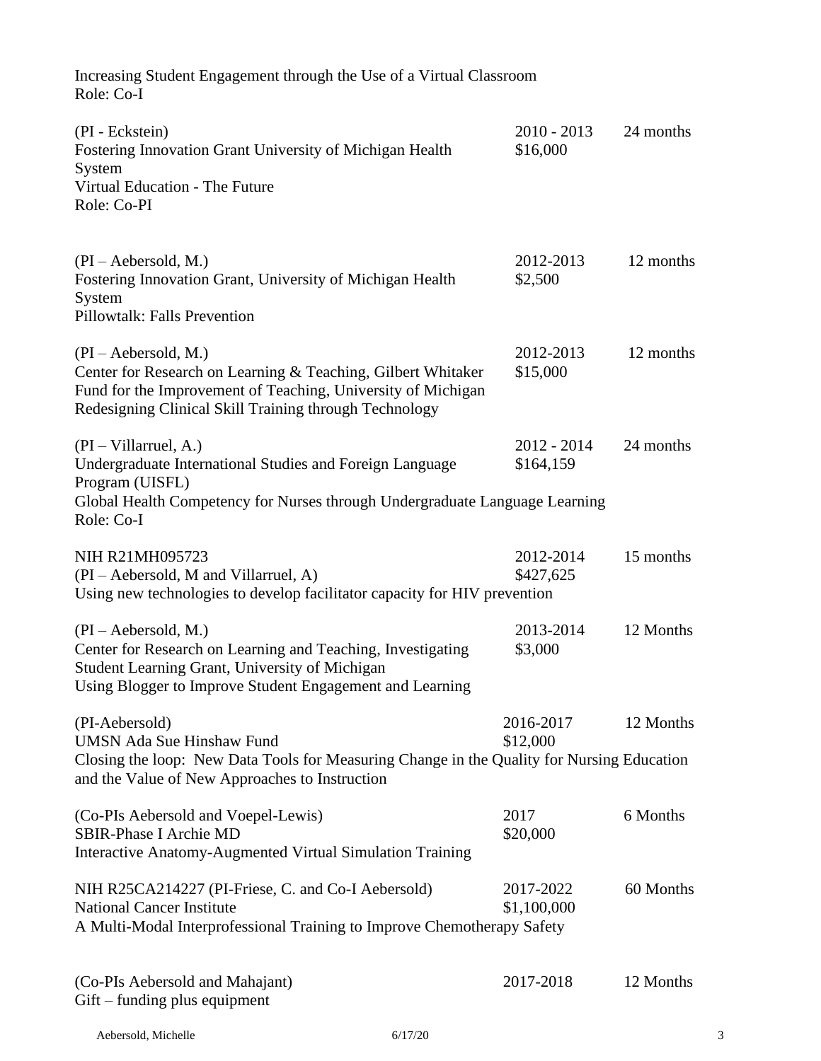Increasing Student Engagement through the Use of a Virtual Classroom
Role: Co-I

(PI - Eckstein) 2010 - 2013 24 months
Fostering Innovation Grant University of Michigan Health System $16,000
Virtual Education - The Future
Role: Co-PI

(PI – Aebersold, M.) 2012-2013 12 months
Fostering Innovation Grant, University of Michigan Health System $2,500
Pillowtalk: Falls Prevention

(PI – Aebersold, M.) 2012-2013 12 months
Center for Research on Learning & Teaching, Gilbert Whitaker Fund for the Improvement of Teaching, University of Michigan $15,000
Redesigning Clinical Skill Training through Technology

(PI – Villarruel, A.) 2012 - 2014 24 months
Undergraduate International Studies and Foreign Language Program (UISFL) $164,159
Global Health Competency for Nurses through Undergraduate Language Learning
Role: Co-I

NIH R21MH095723 2012-2014 15 months
(PI – Aebersold, M and Villarruel, A) $427,625
Using new technologies to develop facilitator capacity for HIV prevention

(PI – Aebersold, M.) 2013-2014 12 Months
Center for Research on Learning and Teaching, Investigating Student Learning Grant, University of Michigan $3,000
Using Blogger to Improve Student Engagement and Learning

(PI-Aebersold) 2016-2017 12 Months
UMSN Ada Sue Hinshaw Fund $12,000
Closing the loop: New Data Tools for Measuring Change in the Quality for Nursing Education and the Value of New Approaches to Instruction

(Co-PIs Aebersold and Voepel-Lewis) 2017 6 Months
SBIR-Phase I Archie MD $20,000
Interactive Anatomy-Augmented Virtual Simulation Training

NIH R25CA214227 (PI-Friese, C. and Co-I Aebersold) 2017-2022 60 Months
National Cancer Institute $1,100,000
A Multi-Modal Interprofessional Training to Improve Chemotherapy Safety

(Co-PIs Aebersold and Mahajant) 2017-2018 12 Months
Gift – funding plus equipment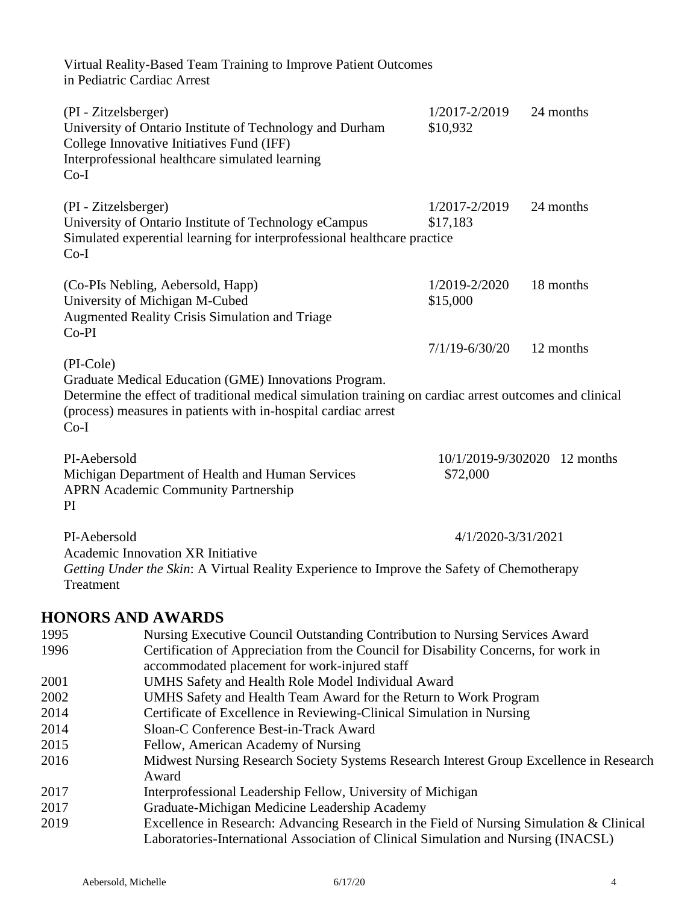Virtual Reality-Based Team Training to Improve Patient Outcomes in Pediatric Cardiac Arrest

(PI - Zitzelsberger) 1/2017-2/2019 24 months
University of Ontario Institute of Technology and Durham College Innovative Initiatives Fund (IFF) $10,932
Interprofessional healthcare simulated learning
Co-I

(PI - Zitzelsberger) 1/2017-2/2019 24 months
University of Ontario Institute of Technology eCampus $17,183
Simulated experential learning for interprofessional healthcare practice
Co-I

(Co-PIs Nebling, Aebersold, Happ) 1/2019-2/2020 18 months
University of Michigan M-Cubed $15,000
Augmented Reality Crisis Simulation and Triage
Co-PI

7/1/19-6/30/20 12 months
(PI-Cole)
Graduate Medical Education (GME) Innovations Program.
Determine the effect of traditional medical simulation training on cardiac arrest outcomes and clinical (process) measures in patients with in-hospital cardiac arrest
Co-I

PI-Aebersold 10/1/2019-9/302020 12 months
Michigan Department of Health and Human Services $72,000
APRN Academic Community Partnership
PI

PI-Aebersold 4/1/2020-3/31/2021
Academic Innovation XR Initiative
*Getting Under the Skin*: A Virtual Reality Experience to Improve the Safety of Chemotherapy Treatment

## HONORS AND AWARDS

| | |
|---|---|
| 1995 | Nursing Executive Council Outstanding Contribution to Nursing Services Award |
| 1996 | Certification of Appreciation from the Council for Disability Concerns, for work in accommodated placement for work-injured staff |
| 2001 | UMHS Safety and Health Role Model Individual Award |
| 2002 | UMHS Safety and Health Team Award for the Return to Work Program |
| 2014 | Certificate of Excellence in Reviewing-Clinical Simulation in Nursing |
| 2014 | Sloan-C Conference Best-in-Track Award |
| 2015 | Fellow, American Academy of Nursing |
| 2016 | Midwest Nursing Research Society Systems Research Interest Group Excellence in Research Award |
| 2017 | Interprofessional Leadership Fellow, University of Michigan |
| 2017 | Graduate-Michigan Medicine Leadership Academy |
| 2019 | Excellence in Research: Advancing Research in the Field of Nursing Simulation & Clinical Laboratories-International Association of Clinical Simulation and Nursing (INACSL) |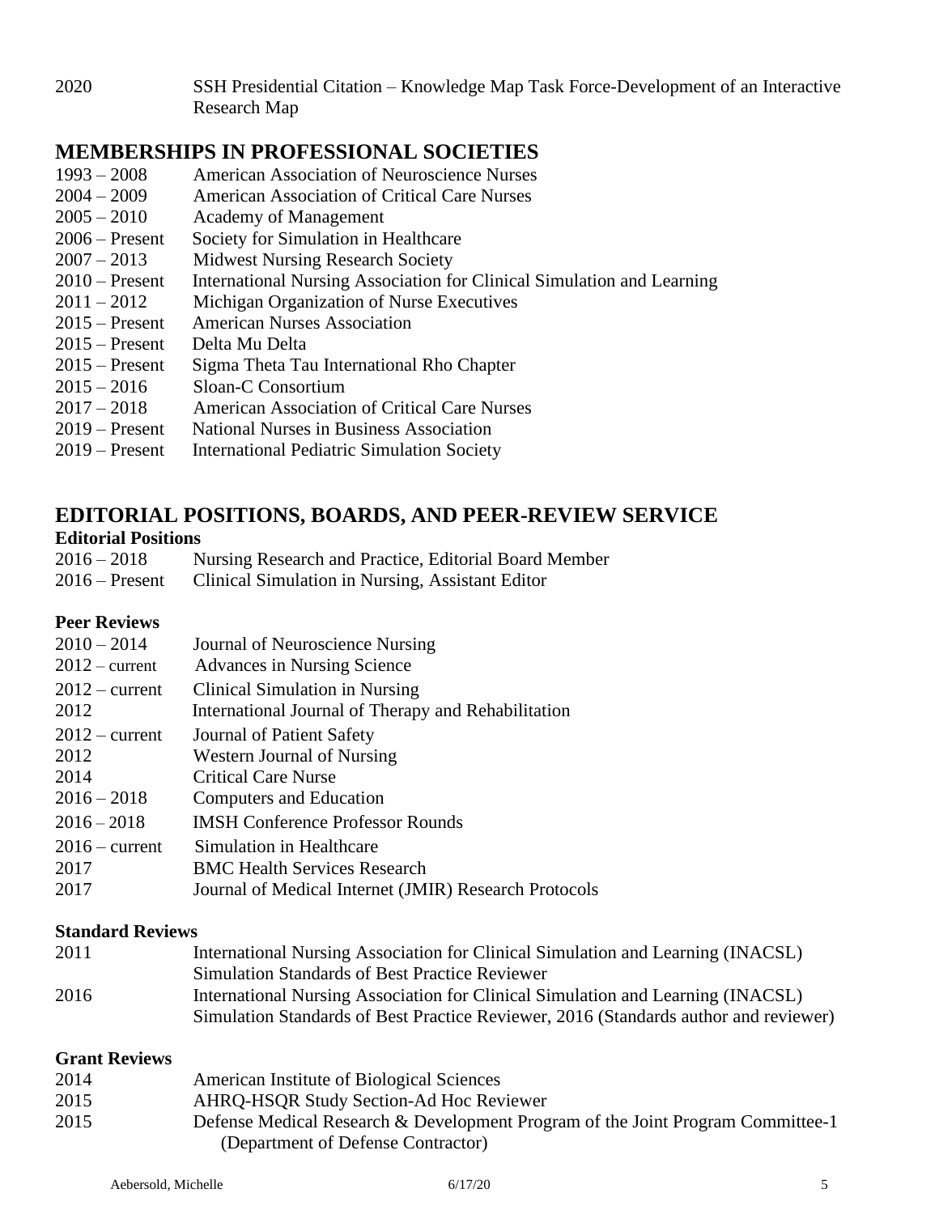2020 SSH Presidential Citation – Knowledge Map Task Force-Development of an Interactive Research Map

## MEMBERSHIPS IN PROFESSIONAL SOCIETIES

1993 – 2008 American Association of Neuroscience Nurses
2004 – 2009 American Association of Critical Care Nurses
2005 – 2010 Academy of Management
2006 – Present Society for Simulation in Healthcare
2007 – 2013 Midwest Nursing Research Society
2010 – Present International Nursing Association for Clinical Simulation and Learning
2011 – 2012 Michigan Organization of Nurse Executives
2015 – Present American Nurses Association
2015 – Present Delta Mu Delta
2015 – Present Sigma Theta Tau International Rho Chapter
2015 – 2016 Sloan-C Consortium
2017 – 2018 American Association of Critical Care Nurses
2019 – Present National Nurses in Business Association
2019 – Present International Pediatric Simulation Society

## EDITORIAL POSITIONS, BOARDS, AND PEER-REVIEW SERVICE

### Editorial Positions

2016 – 2018 Nursing Research and Practice, Editorial Board Member
2016 – Present Clinical Simulation in Nursing, Assistant Editor

### Peer Reviews

2010 – 2014 Journal of Neuroscience Nursing
2012 – current Advances in Nursing Science
2012 – current Clinical Simulation in Nursing
2012 International Journal of Therapy and Rehabilitation
2012 – current Journal of Patient Safety
2012 Western Journal of Nursing
2014 Critical Care Nurse
2016 – 2018 Computers and Education
2016 – 2018 IMSH Conference Professor Rounds
2016 – current Simulation in Healthcare
2017 BMC Health Services Research
2017 Journal of Medical Internet (JMIR) Research Protocols

### Standard Reviews

2011 International Nursing Association for Clinical Simulation and Learning (INACSL) Simulation Standards of Best Practice Reviewer
2016 International Nursing Association for Clinical Simulation and Learning (INACSL) Simulation Standards of Best Practice Reviewer, 2016 (Standards author and reviewer)

### Grant Reviews

2014 American Institute of Biological Sciences
2015 AHRQ-HSQR Study Section-Ad Hoc Reviewer
2015 Defense Medical Research & Development Program of the Joint Program Committee-1 (Department of Defense Contractor)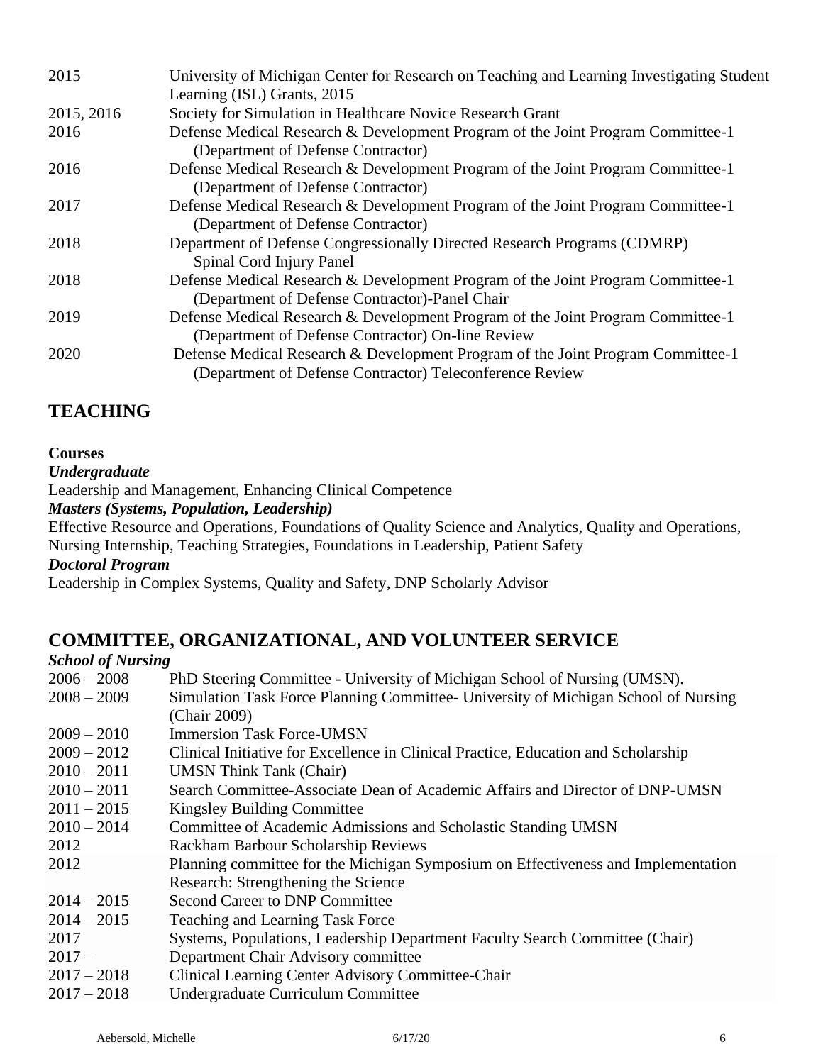| | |
|---|---|
| 2015 | University of Michigan Center for Research on Teaching and Learning Investigating Student Learning (ISL) Grants, 2015 |
| 2015, 2016 | Society for Simulation in Healthcare Novice Research Grant |
| 2016 | Defense Medical Research & Development Program of the Joint Program Committee-1 (Department of Defense Contractor) |
| 2016 | Defense Medical Research & Development Program of the Joint Program Committee-1 (Department of Defense Contractor) |
| 2017 | Defense Medical Research & Development Program of the Joint Program Committee-1 (Department of Defense Contractor) |
| 2018 | Department of Defense Congressionally Directed Research Programs (CDMRP) Spinal Cord Injury Panel |
| 2018 | Defense Medical Research & Development Program of the Joint Program Committee-1 (Department of Defense Contractor)-Panel Chair |
| 2019 | Defense Medical Research & Development Program of the Joint Program Committee-1 (Department of Defense Contractor) On-line Review |
| 2020 | Defense Medical Research & Development Program of the Joint Program Committee-1 (Department of Defense Contractor) Teleconference Review |

## TEACHING

**Courses**

***Undergraduate***

Leadership and Management, Enhancing Clinical Competence

***Masters (Systems, Population, Leadership)***

Effective Resource and Operations, Foundations of Quality Science and Analytics, Quality and Operations, Nursing Internship, Teaching Strategies, Foundations in Leadership, Patient Safety

***Doctoral Program***

Leadership in Complex Systems, Quality and Safety, DNP Scholarly Advisor

## COMMITTEE, ORGANIZATIONAL, AND VOLUNTEER SERVICE

***School of Nursing***

| | |
|---|---|
| 2006 – 2008 | PhD Steering Committee - University of Michigan School of Nursing (UMSN). |
| 2008 – 2009 | Simulation Task Force Planning Committee- University of Michigan School of Nursing (Chair 2009) |
| 2009 – 2010 | Immersion Task Force-UMSN |
| 2009 – 2012 | Clinical Initiative for Excellence in Clinical Practice, Education and Scholarship |
| 2010 – 2011 | UMSN Think Tank (Chair) |
| 2010 – 2011 | Search Committee-Associate Dean of Academic Affairs and Director of DNP-UMSN |
| 2011 – 2015 | Kingsley Building Committee |
| 2010 – 2014 | Committee of Academic Admissions and Scholastic Standing UMSN |
| 2012 | Rackham Barbour Scholarship Reviews |
| 2012 | Planning committee for the Michigan Symposium on Effectiveness and Implementation Research: Strengthening the Science |
| 2014 – 2015 | Second Career to DNP Committee |
| 2014 – 2015 | Teaching and Learning Task Force |
| 2017 | Systems, Populations, Leadership Department Faculty Search Committee (Chair) |
| 2017 – | Department Chair Advisory committee |
| 2017 – 2018 | Clinical Learning Center Advisory Committee-Chair |
| 2017 – 2018 | Undergraduate Curriculum Committee |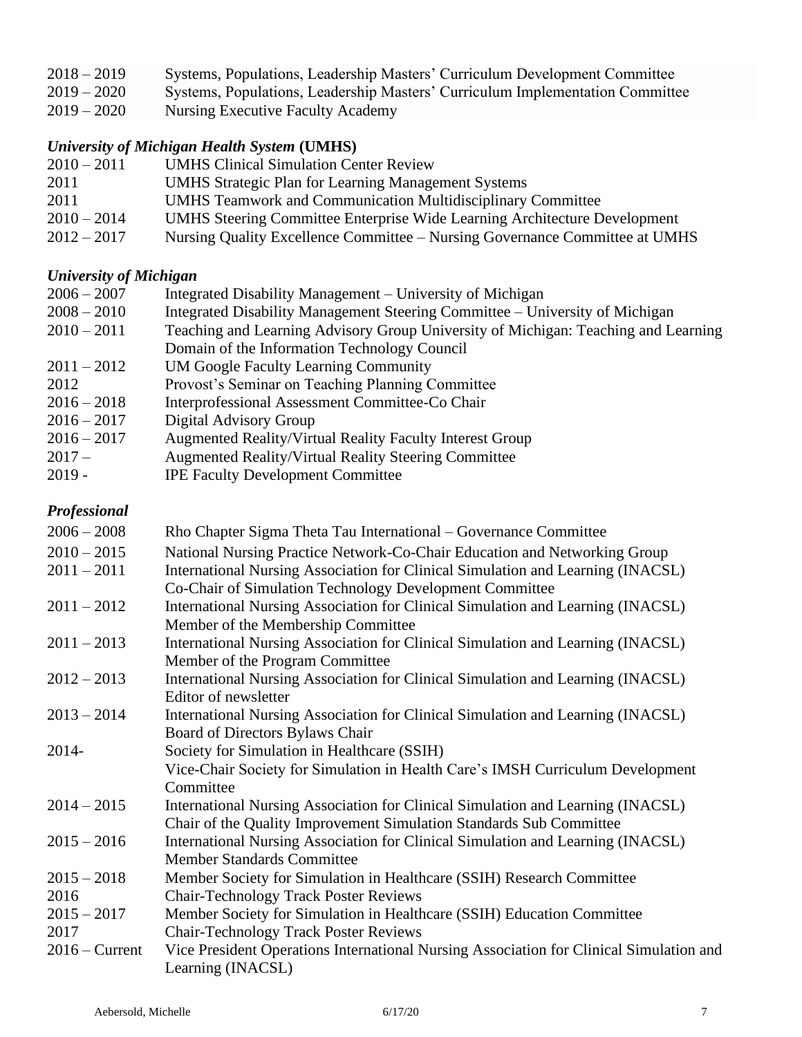2018 – 2019 Systems, Populations, Leadership Masters' Curriculum Development Committee
2019 – 2020 Systems, Populations, Leadership Masters' Curriculum Implementation Committee
2019 – 2020 Nursing Executive Faculty Academy

### *University of Michigan Health System* **(UMHS)**

2010 – 2011 UMHS Clinical Simulation Center Review
2011 UMHS Strategic Plan for Learning Management Systems
2011 UMHS Teamwork and Communication Multidisciplinary Committee
2010 – 2014 UMHS Steering Committee Enterprise Wide Learning Architecture Development
2012 – 2017 Nursing Quality Excellence Committee – Nursing Governance Committee at UMHS

### *University of Michigan*

2006 – 2007 Integrated Disability Management – University of Michigan
2008 – 2010 Integrated Disability Management Steering Committee – University of Michigan
2010 – 2011 Teaching and Learning Advisory Group University of Michigan: Teaching and Learning Domain of the Information Technology Council
2011 – 2012 UM Google Faculty Learning Community
2012 Provost's Seminar on Teaching Planning Committee
2016 – 2018 Interprofessional Assessment Committee-Co Chair
2016 – 2017 Digital Advisory Group
2016 – 2017 Augmented Reality/Virtual Reality Faculty Interest Group
2017 – Augmented Reality/Virtual Reality Steering Committee
2019 - IPE Faculty Development Committee

### *Professional*

2006 – 2008 Rho Chapter Sigma Theta Tau International – Governance Committee
2010 – 2015 National Nursing Practice Network-Co-Chair Education and Networking Group
2011 – 2011 International Nursing Association for Clinical Simulation and Learning (INACSL) Co-Chair of Simulation Technology Development Committee
2011 – 2012 International Nursing Association for Clinical Simulation and Learning (INACSL) Member of the Membership Committee
2011 – 2013 International Nursing Association for Clinical Simulation and Learning (INACSL) Member of the Program Committee
2012 – 2013 International Nursing Association for Clinical Simulation and Learning (INACSL) Editor of newsletter
2013 – 2014 International Nursing Association for Clinical Simulation and Learning (INACSL) Board of Directors Bylaws Chair
2014- Society for Simulation in Healthcare (SSIH) Vice-Chair Society for Simulation in Health Care's IMSH Curriculum Development Committee
2014 – 2015 International Nursing Association for Clinical Simulation and Learning (INACSL) Chair of the Quality Improvement Simulation Standards Sub Committee
2015 – 2016 International Nursing Association for Clinical Simulation and Learning (INACSL) Member Standards Committee
2015 – 2018 Member Society for Simulation in Healthcare (SSIH) Research Committee
2016 Chair-Technology Track Poster Reviews
2015 – 2017 Member Society for Simulation in Healthcare (SSIH) Education Committee
2017 Chair-Technology Track Poster Reviews
2016 – Current Vice President Operations International Nursing Association for Clinical Simulation and Learning (INACSL)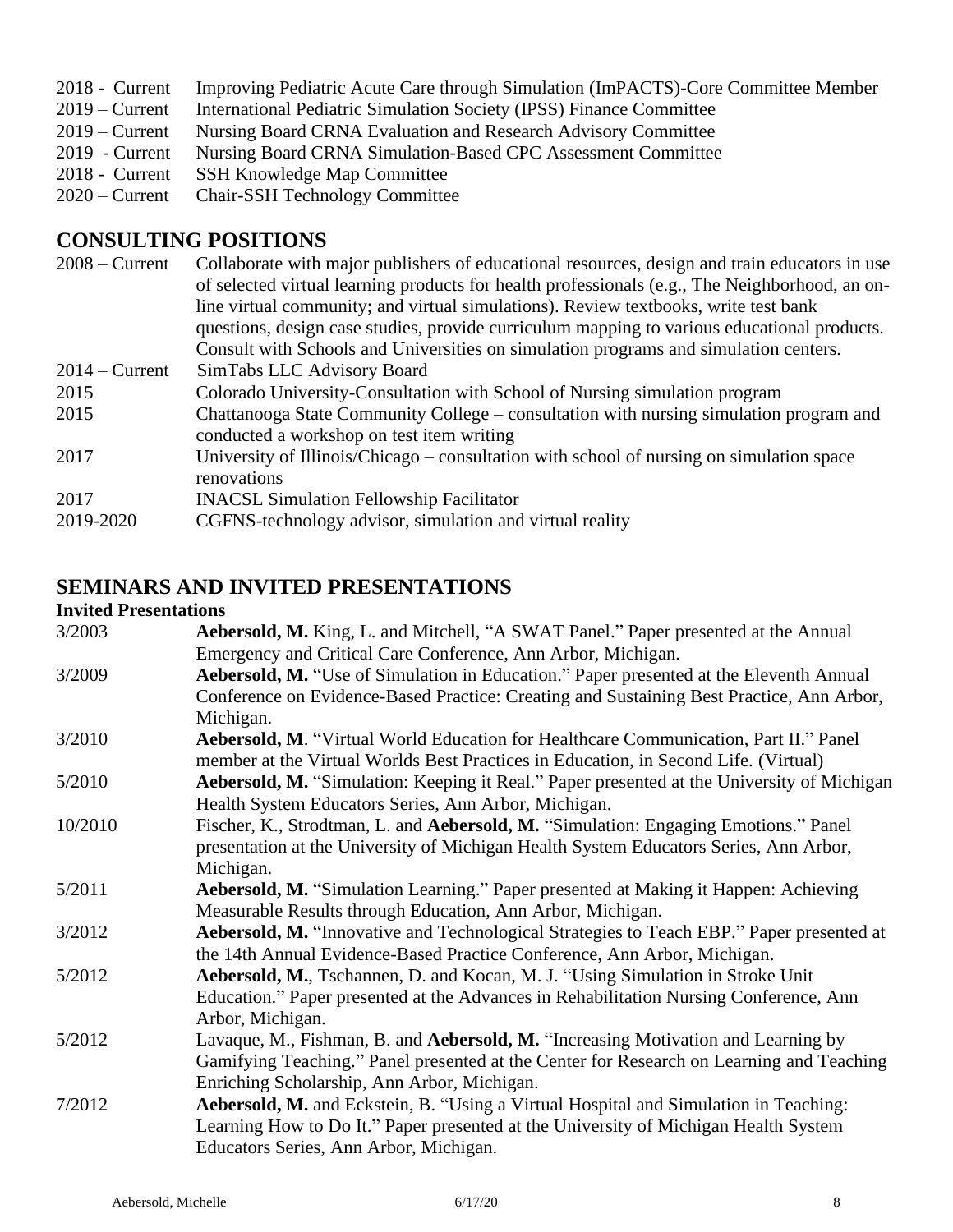| | |
|---|---|
| 2018 - Current | Improving Pediatric Acute Care through Simulation (ImPACTS)-Core Committee Member |
| 2019 – Current | International Pediatric Simulation Society (IPSS) Finance Committee |
| 2019 – Current | Nursing Board CRNA Evaluation and Research Advisory Committee |
| 2019 - Current | Nursing Board CRNA Simulation-Based CPC Assessment Committee |
| 2018 - Current | SSH Knowledge Map Committee |
| 2020 – Current | Chair-SSH Technology Committee |

## CONSULTING POSITIONS

| | |
|---|---|
| 2008 – Current | Collaborate with major publishers of educational resources, design and train educators in use of selected virtual learning products for health professionals (e.g., The Neighborhood, an on-line virtual community; and virtual simulations). Review textbooks, write test bank questions, design case studies, provide curriculum mapping to various educational products. Consult with Schools and Universities on simulation programs and simulation centers. |
| 2014 – Current | SimTabs LLC Advisory Board |
| 2015 | Colorado University-Consultation with School of Nursing simulation program |
| 2015 | Chattanooga State Community College – consultation with nursing simulation program and conducted a workshop on test item writing |
| 2017 | University of Illinois/Chicago – consultation with school of nursing on simulation space renovations |
| 2017 | INACSL Simulation Fellowship Facilitator |
| 2019-2020 | CGFNS-technology advisor, simulation and virtual reality |

## SEMINARS AND INVITED PRESENTATIONS

**Invited Presentations**

| | |
|---|---|
| 3/2003 | **Aebersold, M.** King, L. and Mitchell, "A SWAT Panel." Paper presented at the Annual Emergency and Critical Care Conference, Ann Arbor, Michigan. |
| 3/2009 | **Aebersold, M.** "Use of Simulation in Education." Paper presented at the Eleventh Annual Conference on Evidence-Based Practice: Creating and Sustaining Best Practice, Ann Arbor, Michigan. |
| 3/2010 | **Aebersold, M**. "Virtual World Education for Healthcare Communication, Part II." Panel member at the Virtual Worlds Best Practices in Education, in Second Life. (Virtual) |
| 5/2010 | **Aebersold, M.** "Simulation: Keeping it Real." Paper presented at the University of Michigan Health System Educators Series, Ann Arbor, Michigan. |
| 10/2010 | Fischer, K., Strodtman, L. and **Aebersold, M.** "Simulation: Engaging Emotions." Panel presentation at the University of Michigan Health System Educators Series, Ann Arbor, Michigan. |
| 5/2011 | **Aebersold, M.** "Simulation Learning." Paper presented at Making it Happen: Achieving Measurable Results through Education, Ann Arbor, Michigan. |
| 3/2012 | **Aebersold, M.** "Innovative and Technological Strategies to Teach EBP." Paper presented at the 14th Annual Evidence-Based Practice Conference, Ann Arbor, Michigan. |
| 5/2012 | **Aebersold, M.**, Tschannen, D. and Kocan, M. J. "Using Simulation in Stroke Unit Education." Paper presented at the Advances in Rehabilitation Nursing Conference, Ann Arbor, Michigan. |
| 5/2012 | Lavaque, M., Fishman, B. and **Aebersold, M.** "Increasing Motivation and Learning by Gamifying Teaching." Panel presented at the Center for Research on Learning and Teaching Enriching Scholarship, Ann Arbor, Michigan. |
| 7/2012 | **Aebersold, M.** and Eckstein, B. "Using a Virtual Hospital and Simulation in Teaching: Learning How to Do It." Paper presented at the University of Michigan Health System Educators Series, Ann Arbor, Michigan. |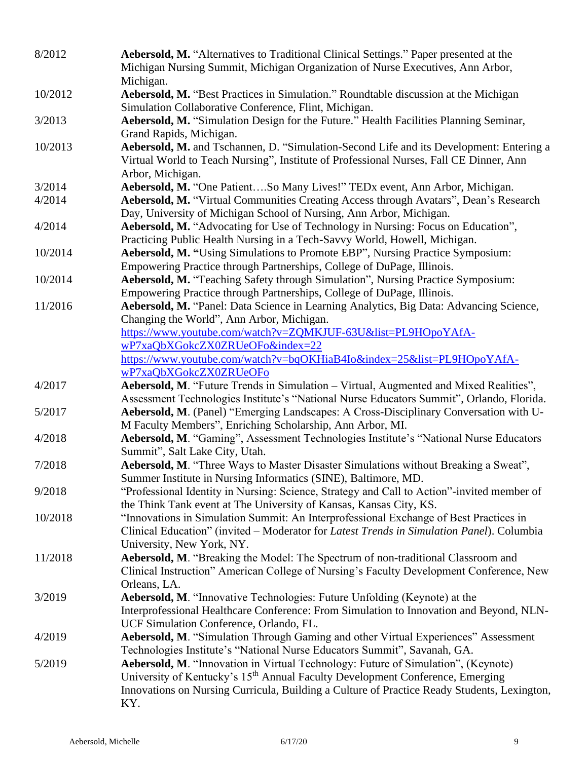| | |
|---|---|
| 8/2012 | **Aebersold, M.** "Alternatives to Traditional Clinical Settings." Paper presented at the Michigan Nursing Summit, Michigan Organization of Nurse Executives, Ann Arbor, Michigan. |
| 10/2012 | **Aebersold, M.** "Best Practices in Simulation." Roundtable discussion at the Michigan Simulation Collaborative Conference, Flint, Michigan. |
| 3/2013 | **Aebersold, M.** "Simulation Design for the Future." Health Facilities Planning Seminar, Grand Rapids, Michigan. |
| 10/2013 | **Aebersold, M.** and Tschannen, D. "Simulation-Second Life and its Development: Entering a Virtual World to Teach Nursing", Institute of Professional Nurses, Fall CE Dinner, Ann Arbor, Michigan. |
| 3/2014 | **Aebersold, M.** "One Patient….So Many Lives!" TEDx event, Ann Arbor, Michigan. |
| 4/2014 | **Aebersold, M.** "Virtual Communities Creating Access through Avatars", Dean's Research Day, University of Michigan School of Nursing, Ann Arbor, Michigan. |
| 4/2014 | **Aebersold, M.** "Advocating for Use of Technology in Nursing: Focus on Education", Practicing Public Health Nursing in a Tech-Savvy World, Howell, Michigan. |
| 10/2014 | **Aebersold, M. "**Using Simulations to Promote EBP", Nursing Practice Symposium: Empowering Practice through Partnerships, College of DuPage, Illinois. |
| 10/2014 | **Aebersold, M.** "Teaching Safety through Simulation", Nursing Practice Symposium: Empowering Practice through Partnerships, College of DuPage, Illinois. |
| 11/2016 | **Aebersold, M.** "Panel: Data Science in Learning Analytics, Big Data: Advancing Science, Changing the World", Ann Arbor, Michigan. https://www.youtube.com/watch?v=ZQMKJUF-63U&list=PL9HOpoYAfA-wP7xaQbXGokcZX0ZRUeOFo&index=22 https://www.youtube.com/watch?v=bqOKHiaB4Io&index=25&list=PL9HOpoYAfA-wP7xaQbXGokcZX0ZRUeOFo |
| 4/2017 | **Aebersold, M**. "Future Trends in Simulation – Virtual, Augmented and Mixed Realities", Assessment Technologies Institute's "National Nurse Educators Summit", Orlando, Florida. |
| 5/2017 | **Aebersold, M**. (Panel) "Emerging Landscapes: A Cross-Disciplinary Conversation with U-M Faculty Members", Enriching Scholarship, Ann Arbor, MI. |
| 4/2018 | **Aebersold, M**. "Gaming", Assessment Technologies Institute's "National Nurse Educators Summit", Salt Lake City, Utah. |
| 7/2018 | **Aebersold, M**. "Three Ways to Master Disaster Simulations without Breaking a Sweat", Summer Institute in Nursing Informatics (SINE), Baltimore, MD. |
| 9/2018 | "Professional Identity in Nursing: Science, Strategy and Call to Action"-invited member of the Think Tank event at The University of Kansas, Kansas City, KS. |
| 10/2018 | "Innovations in Simulation Summit: An Interprofessional Exchange of Best Practices in Clinical Education" (invited – Moderator for *Latest Trends in Simulation Panel*). Columbia University, New York, NY. |
| 11/2018 | **Aebersold, M**. "Breaking the Model: The Spectrum of non-traditional Classroom and Clinical Instruction" American College of Nursing's Faculty Development Conference, New Orleans, LA. |
| 3/2019 | **Aebersold, M**. "Innovative Technologies: Future Unfolding (Keynote) at the Interprofessional Healthcare Conference: From Simulation to Innovation and Beyond, NLN-UCF Simulation Conference, Orlando, FL. |
| 4/2019 | **Aebersold, M**. "Simulation Through Gaming and other Virtual Experiences" Assessment Technologies Institute's "National Nurse Educators Summit", Savanah, GA. |
| 5/2019 | **Aebersold, M**. "Innovation in Virtual Technology: Future of Simulation", (Keynote) University of Kentucky's 15th Annual Faculty Development Conference, Emerging Innovations on Nursing Curricula, Building a Culture of Practice Ready Students, Lexington, KY. |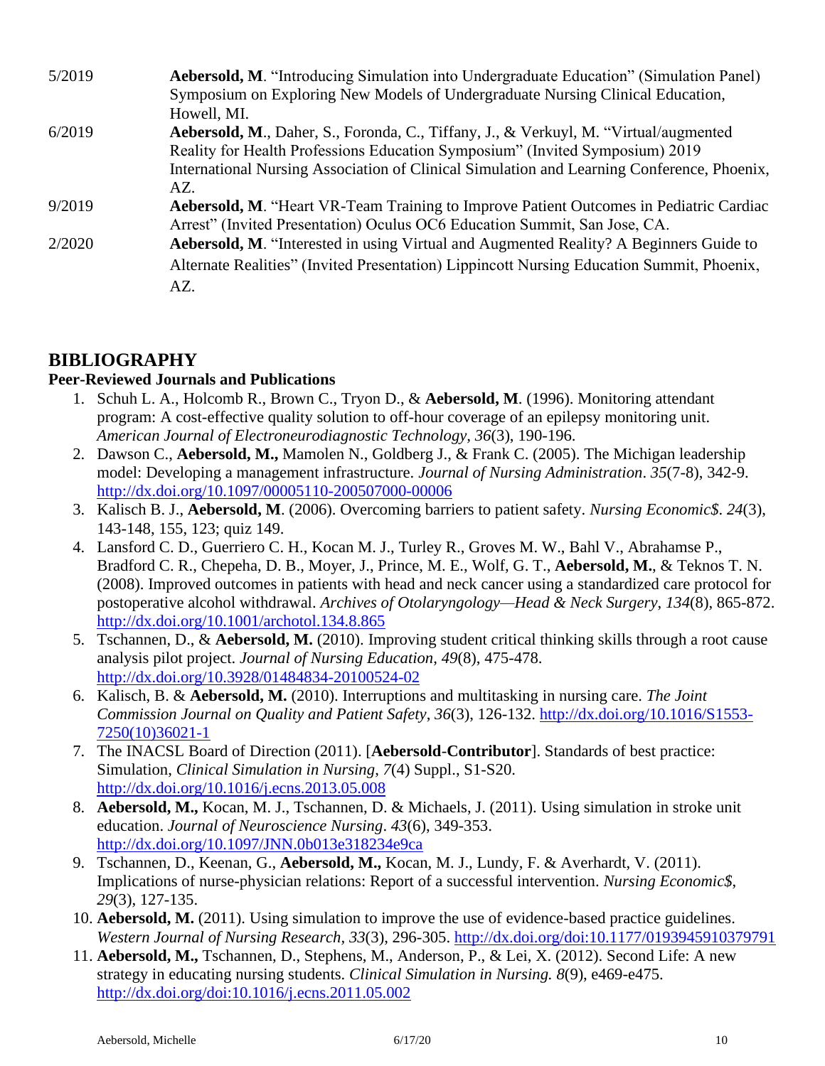5/2019 **Aebersold, M**. "Introducing Simulation into Undergraduate Education" (Simulation Panel) Symposium on Exploring New Models of Undergraduate Nursing Clinical Education, Howell, MI.

6/2019 **Aebersold, M**., Daher, S., Foronda, C., Tiffany, J., & Verkuyl, M. "Virtual/augmented Reality for Health Professions Education Symposium" (Invited Symposium) 2019 International Nursing Association of Clinical Simulation and Learning Conference, Phoenix, AZ.

9/2019 **Aebersold, M**. "Heart VR-Team Training to Improve Patient Outcomes in Pediatric Cardiac Arrest" (Invited Presentation) Oculus OC6 Education Summit, San Jose, CA.

2/2020 **Aebersold, M**. "Interested in using Virtual and Augmented Reality? A Beginners Guide to Alternate Realities" (Invited Presentation) Lippincott Nursing Education Summit, Phoenix, AZ.

## BIBLIOGRAPHY

### Peer-Reviewed Journals and Publications

1. Schuh L. A., Holcomb R., Brown C., Tryon D., & **Aebersold, M**. (1996). Monitoring attendant program: A cost-effective quality solution to off-hour coverage of an epilepsy monitoring unit. *American Journal of Electroneurodiagnostic Technology, 36*(3), 190-196.
2. Dawson C., **Aebersold, M.,** Mamolen N., Goldberg J., & Frank C. (2005). The Michigan leadership model: Developing a management infrastructure. *Journal of Nursing Administration*. *35*(7-8), 342-9. http://dx.doi.org/10.1097/00005110-200507000-00006
3. Kalisch B. J., **Aebersold, M**. (2006). Overcoming barriers to patient safety. *Nursing Economic$. 24*(3), 143-148, 155, 123; quiz 149.
4. Lansford C. D., Guerriero C. H., Kocan M. J., Turley R., Groves M. W., Bahl V., Abrahamse P., Bradford C. R., Chepeha, D. B., Moyer, J., Prince, M. E., Wolf, G. T., **Aebersold, M.**, & Teknos T. N. (2008). Improved outcomes in patients with head and neck cancer using a standardized care protocol for postoperative alcohol withdrawal. *Archives of Otolaryngology—Head & Neck Surgery, 134*(8), 865-872. http://dx.doi.org/10.1001/archotol.134.8.865
5. Tschannen, D., & **Aebersold, M.** (2010). Improving student critical thinking skills through a root cause analysis pilot project. *Journal of Nursing Education*, *49*(8), 475-478. http://dx.doi.org/10.3928/01484834-20100524-02
6. Kalisch, B. & **Aebersold, M.** (2010). Interruptions and multitasking in nursing care. *The Joint Commission Journal on Quality and Patient Safety*, *36*(3), 126-132. http://dx.doi.org/10.1016/S1553-7250(10)36021-1
7. The INACSL Board of Direction (2011). [**Aebersold-Contributor**]. Standards of best practice: Simulation, *Clinical Simulation in Nursing*, *7*(4) Suppl., S1-S20. http://dx.doi.org/10.1016/j.ecns.2013.05.008
8. **Aebersold, M.,** Kocan, M. J., Tschannen, D. & Michaels, J. (2011). Using simulation in stroke unit education. *Journal of Neuroscience Nursing*. *43*(6), 349-353. http://dx.doi.org/10.1097/JNN.0b013e318234e9ca
9. Tschannen, D., Keenan, G., **Aebersold, M.,** Kocan, M. J., Lundy, F. & Averhardt, V. (2011). Implications of nurse-physician relations: Report of a successful intervention. *Nursing Economic$*, *29*(3), 127-135.
10. **Aebersold, M.** (2011). Using simulation to improve the use of evidence-based practice guidelines. *Western Journal of Nursing Research*, *33*(3), 296-305. http://dx.doi.org/doi:10.1177/0193945910379791
11. **Aebersold, M.,** Tschannen, D., Stephens, M., Anderson, P., & Lei, X. (2012). Second Life: A new strategy in educating nursing students. *Clinical Simulation in Nursing. 8*(9), e469-e475. http://dx.doi.org/doi:10.1016/j.ecns.2011.05.002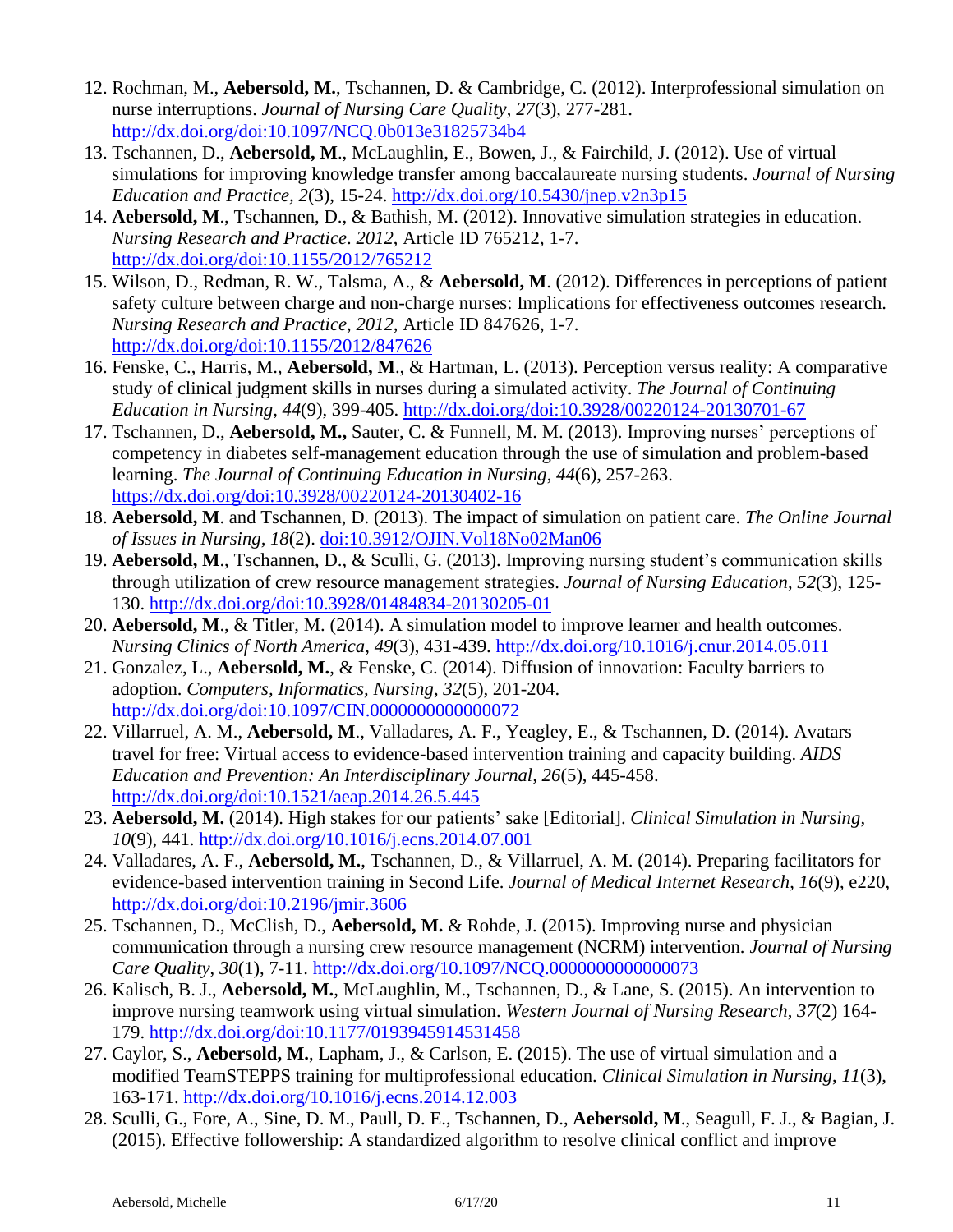12. Rochman, M., **Aebersold, M.**, Tschannen, D. & Cambridge, C. (2012). Interprofessional simulation on nurse interruptions. *Journal of Nursing Care Quality*, *27*(3), 277-281. http://dx.doi.org/doi:10.1097/NCQ.0b013e31825734b4
13. Tschannen, D., **Aebersold, M**., McLaughlin, E., Bowen, J., & Fairchild, J. (2012). Use of virtual simulations for improving knowledge transfer among baccalaureate nursing students. *Journal of Nursing Education and Practice, 2*(3), 15-24. http://dx.doi.org/10.5430/jnep.v2n3p15
14. **Aebersold, M**., Tschannen, D., & Bathish, M. (2012). Innovative simulation strategies in education. *Nursing Research and Practice*. *2012*, Article ID 765212, 1-7. http://dx.doi.org/doi:10.1155/2012/765212
15. Wilson, D., Redman, R. W., Talsma, A., & **Aebersold, M**. (2012). Differences in perceptions of patient safety culture between charge and non-charge nurses: Implications for effectiveness outcomes research. *Nursing Research and Practice*, *2012,* Article ID 847626, 1-7. http://dx.doi.org/doi:10.1155/2012/847626
16. Fenske, C., Harris, M., **Aebersold, M**., & Hartman, L. (2013). Perception versus reality: A comparative study of clinical judgment skills in nurses during a simulated activity. *The Journal of Continuing Education in Nursing*, *44*(9), 399-405. http://dx.doi.org/doi:10.3928/00220124-20130701-67
17. Tschannen, D., **Aebersold, M.,** Sauter, C. & Funnell, M. M. (2013). Improving nurses' perceptions of competency in diabetes self-management education through the use of simulation and problem-based learning. *The Journal of Continuing Education in Nursing*, *44*(6), 257-263. https://dx.doi.org/doi:10.3928/00220124-20130402-16
18. **Aebersold, M**. and Tschannen, D. (2013). The impact of simulation on patient care. *The Online Journal of Issues in Nursing*, *18*(2). doi:10.3912/OJIN.Vol18No02Man06
19. **Aebersold, M**., Tschannen, D., & Sculli, G. (2013). Improving nursing student's communication skills through utilization of crew resource management strategies. *Journal of Nursing Education*, *52*(3), 125-130. http://dx.doi.org/doi:10.3928/01484834-20130205-01
20. **Aebersold, M**., & Titler, M. (2014). A simulation model to improve learner and health outcomes. *Nursing Clinics of North America*, *49*(3), 431-439. http://dx.doi.org/10.1016/j.cnur.2014.05.011
21. Gonzalez, L., **Aebersold, M.**, & Fenske, C. (2014). Diffusion of innovation: Faculty barriers to adoption. *Computers, Informatics, Nursing*, *32*(5), 201-204. http://dx.doi.org/doi:10.1097/CIN.0000000000000072
22. Villarruel, A. M., **Aebersold, M**., Valladares, A. F., Yeagley, E., & Tschannen, D. (2014). Avatars travel for free: Virtual access to evidence-based intervention training and capacity building. *AIDS Education and Prevention: An Interdisciplinary Journal*, *26*(5), 445-458. http://dx.doi.org/doi:10.1521/aeap.2014.26.5.445
23. **Aebersold, M.** (2014). High stakes for our patients' sake [Editorial]. *Clinical Simulation in Nursing*, *10*(9), 441. http://dx.doi.org/10.1016/j.ecns.2014.07.001
24. Valladares, A. F., **Aebersold, M.**, Tschannen, D., & Villarruel, A. M. (2014). Preparing facilitators for evidence-based intervention training in Second Life. *Journal of Medical Internet Research*, *16*(9), e220, http://dx.doi.org/doi:10.2196/jmir.3606
25. Tschannen, D., McClish, D., **Aebersold, M.** & Rohde, J. (2015). Improving nurse and physician communication through a nursing crew resource management (NCRM) intervention. *Journal of Nursing Care Quality*, *30*(1), 7-11. http://dx.doi.org/10.1097/NCQ.0000000000000073
26. Kalisch, B. J., **Aebersold, M.**, McLaughlin, M., Tschannen, D., & Lane, S. (2015). An intervention to improve nursing teamwork using virtual simulation. *Western Journal of Nursing Research*, *37*(2) 164-179. http://dx.doi.org/doi:10.1177/0193945914531458
27. Caylor, S., **Aebersold, M.**, Lapham, J., & Carlson, E. (2015). The use of virtual simulation and a modified TeamSTEPPS training for multiprofessional education. *Clinical Simulation in Nursing*, *11*(3), 163-171. http://dx.doi.org/10.1016/j.ecns.2014.12.003
28. Sculli, G., Fore, A., Sine, D. M., Paull, D. E., Tschannen, D., **Aebersold, M**., Seagull, F. J., & Bagian, J. (2015). Effective followership: A standardized algorithm to resolve clinical conflict and improve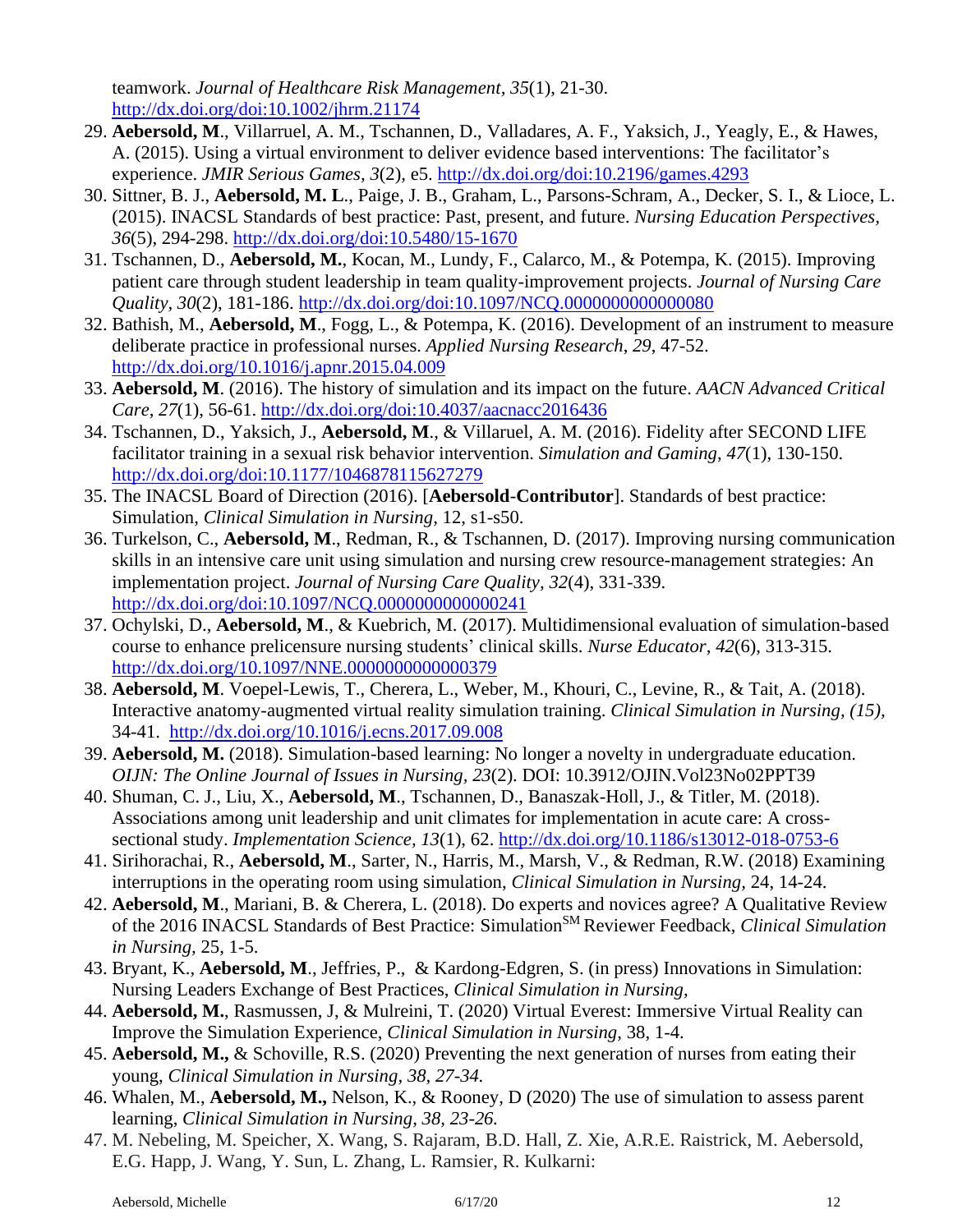teamwork. *Journal of Healthcare Risk Management*, *35*(1), 21-30. http://dx.doi.org/doi:10.1002/jhrm.21174

29. **Aebersold, M**., Villarruel, A. M., Tschannen, D., Valladares, A. F., Yaksich, J., Yeagly, E., & Hawes, A. (2015). Using a virtual environment to deliver evidence based interventions: The facilitator's experience. *JMIR Serious Games, 3*(2), e5. http://dx.doi.org/doi:10.2196/games.4293
30. Sittner, B. J., **Aebersold, M. L**., Paige, J. B., Graham, L., Parsons-Schram, A., Decker, S. I., & Lioce, L. (2015). INACSL Standards of best practice: Past, present, and future. *Nursing Education Perspectives, 36*(5), 294-298. http://dx.doi.org/doi:10.5480/15-1670
31. Tschannen, D., **Aebersold, M.**, Kocan, M., Lundy, F., Calarco, M., & Potempa, K. (2015). Improving patient care through student leadership in team quality-improvement projects. *Journal of Nursing Care Quality, 30*(2), 181-186. http://dx.doi.org/doi:10.1097/NCQ.0000000000000080
32. Bathish, M., **Aebersold, M**., Fogg, L., & Potempa, K. (2016). Development of an instrument to measure deliberate practice in professional nurses. *Applied Nursing Research*, *29*, 47-52. http://dx.doi.org/10.1016/j.apnr.2015.04.009
33. **Aebersold, M**. (2016). The history of simulation and its impact on the future. *AACN Advanced Critical Care*, *27*(1), 56-61. http://dx.doi.org/doi:10.4037/aacnacc2016436
34. Tschannen, D., Yaksich, J., **Aebersold, M**., & Villaruel, A. M. (2016). Fidelity after SECOND LIFE facilitator training in a sexual risk behavior intervention. *Simulation and Gaming*, *47*(1), 130-150. http://dx.doi.org/doi:10.1177/1046878115627279
35. The INACSL Board of Direction (2016). [**Aebersold-Contributor**]. Standards of best practice: Simulation, *Clinical Simulation in Nursing*, 12, s1-s50.
36. Turkelson, C., **Aebersold, M**., Redman, R., & Tschannen, D. (2017). Improving nursing communication skills in an intensive care unit using simulation and nursing crew resource-management strategies: An implementation project. *Journal of Nursing Care Quality*, *32*(4), 331-339. http://dx.doi.org/doi:10.1097/NCQ.0000000000000241
37. Ochylski, D., **Aebersold, M**., & Kuebrich, M. (2017). Multidimensional evaluation of simulation-based course to enhance prelicensure nursing students' clinical skills. *Nurse Educator*, *42*(6), 313-315. http://dx.doi.org/10.1097/NNE.0000000000000379
38. **Aebersold, M**. Voepel-Lewis, T., Cherera, L., Weber, M., Khouri, C., Levine, R., & Tait, A. (2018). Interactive anatomy-augmented virtual reality simulation training. *Clinical Simulation in Nursing, (15),* 34-41. http://dx.doi.org/10.1016/j.ecns.2017.09.008
39. **Aebersold, M.** (2018). Simulation-based learning: No longer a novelty in undergraduate education. *OIJN: The Online Journal of Issues in Nursing, 23*(2). DOI: 10.3912/OJIN.Vol23No02PPT39
40. Shuman, C. J., Liu, X., **Aebersold, M**., Tschannen, D., Banaszak-Holl, J., & Titler, M. (2018). Associations among unit leadership and unit climates for implementation in acute care: A cross-sectional study. *Implementation Science, 13*(1), 62. http://dx.doi.org/10.1186/s13012-018-0753-6
41. Sirihorachai, R., **Aebersold, M**., Sarter, N., Harris, M., Marsh, V., & Redman, R.W. (2018) Examining interruptions in the operating room using simulation, *Clinical Simulation in Nursing,* 24, 14-24.
42. **Aebersold, M**., Mariani, B. & Cherera, L. (2018). Do experts and novices agree? A Qualitative Review of the 2016 INACSL Standards of Best Practice: Simulation[SM] Reviewer Feedback, *Clinical Simulation in Nursing,* 25, 1-5.
43. Bryant, K., **Aebersold, M**., Jeffries, P., & Kardong-Edgren, S. (in press) Innovations in Simulation: Nursing Leaders Exchange of Best Practices, *Clinical Simulation in Nursing,*
44. **Aebersold, M.**, Rasmussen, J, & Mulreini, T. (2020) Virtual Everest: Immersive Virtual Reality can Improve the Simulation Experience, *Clinical Simulation in Nursing,* 38, 1-4.
45. **Aebersold, M.,** & Schoville, R.S. (2020) Preventing the next generation of nurses from eating their young, *Clinical Simulation in Nursing, 38, 27-34.*
46. Whalen, M., **Aebersold, M.,** Nelson, K., & Rooney, D (2020) The use of simulation to assess parent learning, *Clinical Simulation in Nursing, 38, 23-26.*
47. M. Nebeling, M. Speicher, X. Wang, S. Rajaram, B.D. Hall, Z. Xie, A.R.E. Raistrick, M. Aebersold, E.G. Happ, J. Wang, Y. Sun, L. Zhang, L. Ramsier, R. Kulkarni: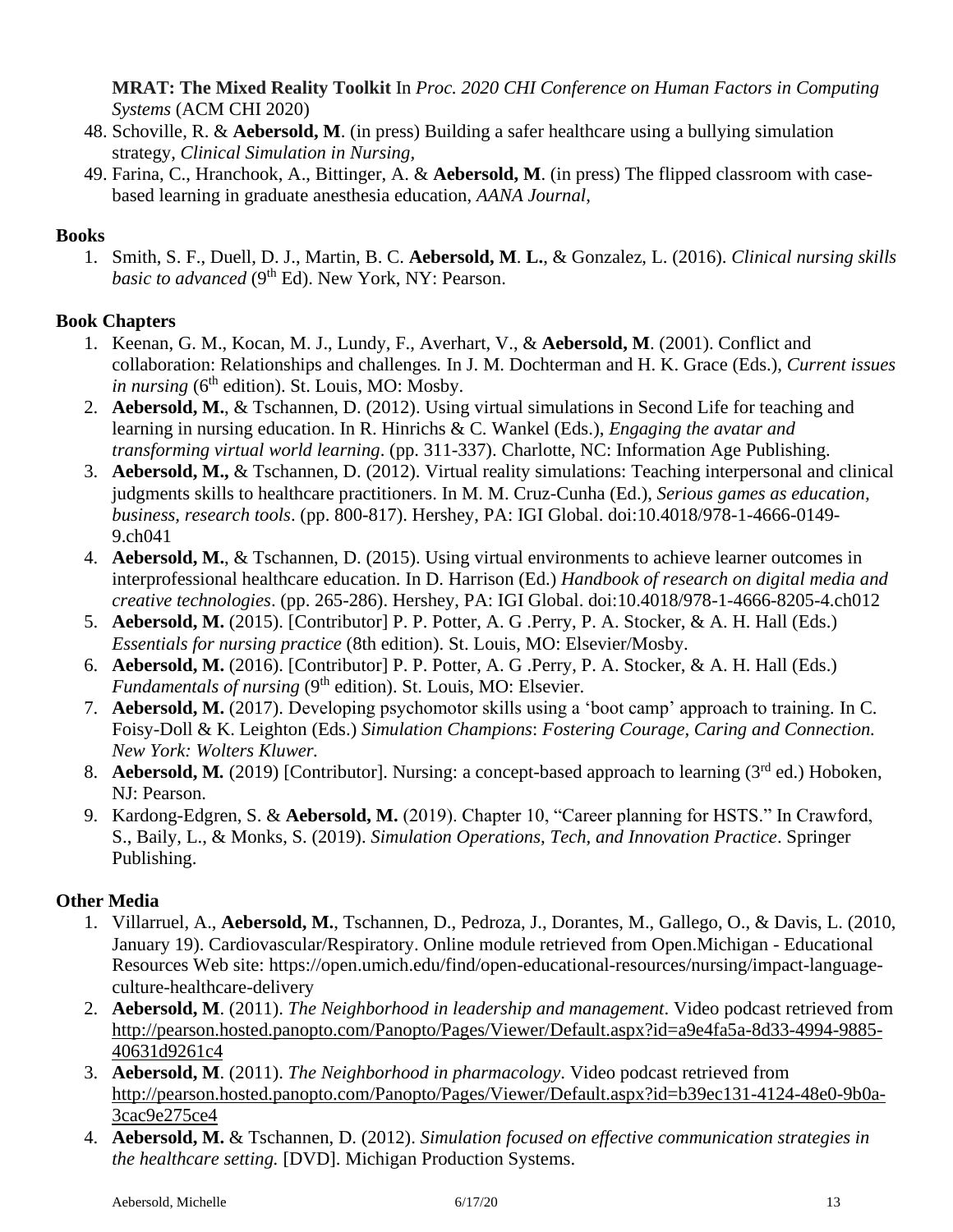**MRAT: The Mixed Reality Toolkit** In *Proc. 2020 CHI Conference on Human Factors in Computing Systems* (ACM CHI 2020)

48. Schoville, R. & **Aebersold, M**. (in press) Building a safer healthcare using a bullying simulation strategy, *Clinical Simulation in Nursing,*
49. Farina, C., Hranchook, A., Bittinger, A. & **Aebersold, M**. (in press) The flipped classroom with case-based learning in graduate anesthesia education, *AANA Journal*,

**Books**

1. Smith, S. F., Duell, D. J., Martin, B. C. **Aebersold, M**. **L.**, & Gonzalez, L. (2016). *Clinical nursing skills basic to advanced* (9th Ed). New York, NY: Pearson.

**Book Chapters**

1. Keenan, G. M., Kocan, M. J., Lundy, F., Averhart, V., & **Aebersold, M**. (2001). Conflict and collaboration: Relationships and challenges*.* In J. M. Dochterman and H. K. Grace (Eds.), *Current issues in nursing* (6th edition). St. Louis, MO: Mosby.
2. **Aebersold, M.**, & Tschannen, D. (2012). Using virtual simulations in Second Life for teaching and learning in nursing education. In R. Hinrichs & C. Wankel (Eds.), *Engaging the avatar and transforming virtual world learning*. (pp. 311-337). Charlotte, NC: Information Age Publishing.
3. **Aebersold, M.,** & Tschannen, D. (2012). Virtual reality simulations: Teaching interpersonal and clinical judgments skills to healthcare practitioners. In M. M. Cruz-Cunha (Ed.), *Serious games as education, business, research tools*. (pp. 800-817). Hershey, PA: IGI Global. doi:10.4018/978-1-4666-0149-9.ch041
4. **Aebersold, M.**, & Tschannen, D. (2015). Using virtual environments to achieve learner outcomes in interprofessional healthcare education. In D. Harrison (Ed.) *Handbook of research on digital media and creative technologies*. (pp. 265-286). Hershey, PA: IGI Global. doi:10.4018/978-1-4666-8205-4.ch012
5. **Aebersold, M.** (2015). [Contributor] P. P. Potter, A. G .Perry, P. A. Stocker, & A. H. Hall (Eds.) *Essentials for nursing practice* (8th edition). St. Louis, MO: Elsevier/Mosby.
6. **Aebersold, M.** (2016). [Contributor] P. P. Potter, A. G .Perry, P. A. Stocker, & A. H. Hall (Eds.) *Fundamentals of nursing* (9th edition). St. Louis, MO: Elsevier.
7. **Aebersold, M.** (2017). Developing psychomotor skills using a 'boot camp' approach to training. In C. Foisy-Doll & K. Leighton (Eds.) *Simulation Champions*: *Fostering Courage, Caring and Connection. New York: Wolters Kluwer.*
8. **Aebersold, M.** (2019) [Contributor]. Nursing: a concept-based approach to learning (3rd ed.) Hoboken, NJ: Pearson.
9. Kardong-Edgren, S. & **Aebersold, M.** (2019). Chapter 10, "Career planning for HSTS." In Crawford, S., Baily, L., & Monks, S. (2019). *Simulation Operations, Tech, and Innovation Practice*. Springer Publishing.

**Other Media**

1. Villarruel, A., **Aebersold, M.**, Tschannen, D., Pedroza, J., Dorantes, M., Gallego, O., & Davis, L. (2010, January 19). Cardiovascular/Respiratory. Online module retrieved from Open.Michigan - Educational Resources Web site: https://open.umich.edu/find/open-educational-resources/nursing/impact-language-culture-healthcare-delivery
2. **Aebersold, M**. (2011). *The Neighborhood in leadership and management*. Video podcast retrieved from http://pearson.hosted.panopto.com/Panopto/Pages/Viewer/Default.aspx?id=a9e4fa5a-8d33-4994-9885-40631d9261c4
3. **Aebersold, M**. (2011). *The Neighborhood in pharmacology*. Video podcast retrieved from http://pearson.hosted.panopto.com/Panopto/Pages/Viewer/Default.aspx?id=b39ec131-4124-48e0-9b0a-3cac9e275ce4
4. **Aebersold, M.** & Tschannen, D. (2012). *Simulation focused on effective communication strategies in the healthcare setting.* [DVD]. Michigan Production Systems.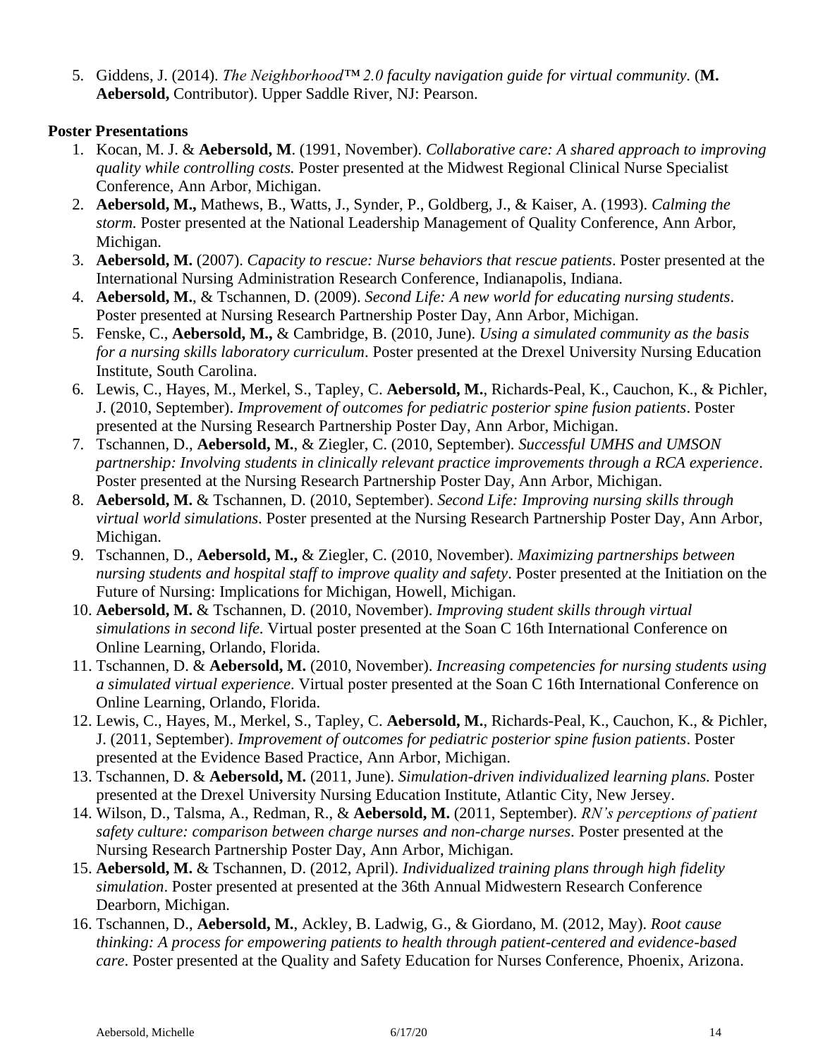5. Giddens, J. (2014). *The Neighborhood™ 2.0 faculty navigation guide for virtual community.* (**M. Aebersold,** Contributor). Upper Saddle River, NJ: Pearson.

**Poster Presentations**

1. Kocan, M. J. & **Aebersold, M**. (1991, November). *Collaborative care: A shared approach to improving quality while controlling costs.* Poster presented at the Midwest Regional Clinical Nurse Specialist Conference, Ann Arbor, Michigan.
2. **Aebersold, M.,** Mathews, B., Watts, J., Synder, P., Goldberg, J., & Kaiser, A. (1993). *Calming the storm.* Poster presented at the National Leadership Management of Quality Conference, Ann Arbor, Michigan.
3. **Aebersold, M.** (2007). *Capacity to rescue: Nurse behaviors that rescue patients*. Poster presented at the International Nursing Administration Research Conference, Indianapolis, Indiana.
4. **Aebersold, M.**, & Tschannen, D. (2009). *Second Life: A new world for educating nursing students*. Poster presented at Nursing Research Partnership Poster Day, Ann Arbor, Michigan.
5. Fenske, C., **Aebersold, M.,** & Cambridge, B. (2010, June). *Using a simulated community as the basis for a nursing skills laboratory curriculum*. Poster presented at the Drexel University Nursing Education Institute, South Carolina.
6. Lewis, C., Hayes, M., Merkel, S., Tapley, C. **Aebersold, M.**, Richards-Peal, K., Cauchon, K., & Pichler, J. (2010, September). *Improvement of outcomes for pediatric posterior spine fusion patients*. Poster presented at the Nursing Research Partnership Poster Day, Ann Arbor, Michigan.
7. Tschannen, D., **Aebersold, M.**, & Ziegler, C. (2010, September). *Successful UMHS and UMSON partnership: Involving students in clinically relevant practice improvements through a RCA experience*. Poster presented at the Nursing Research Partnership Poster Day, Ann Arbor, Michigan.
8. **Aebersold, M.** & Tschannen, D. (2010, September). *Second Life: Improving nursing skills through virtual world simulations*. Poster presented at the Nursing Research Partnership Poster Day, Ann Arbor, Michigan.
9. Tschannen, D., **Aebersold, M.,** & Ziegler, C. (2010, November). *Maximizing partnerships between nursing students and hospital staff to improve quality and safety*. Poster presented at the Initiation on the Future of Nursing: Implications for Michigan, Howell, Michigan.
10. **Aebersold, M.** & Tschannen, D. (2010, November). *Improving student skills through virtual simulations in second life.* Virtual poster presented at the Soan C 16th International Conference on Online Learning, Orlando, Florida.
11. Tschannen, D. & **Aebersold, M.** (2010, November). *Increasing competencies for nursing students using a simulated virtual experience.* Virtual poster presented at the Soan C 16th International Conference on Online Learning, Orlando, Florida.
12. Lewis, C., Hayes, M., Merkel, S., Tapley, C. **Aebersold, M.**, Richards-Peal, K., Cauchon, K., & Pichler, J. (2011, September). *Improvement of outcomes for pediatric posterior spine fusion patients*. Poster presented at the Evidence Based Practice, Ann Arbor, Michigan.
13. Tschannen, D. & **Aebersold, M.** (2011, June). *Simulation-driven individualized learning plans.* Poster presented at the Drexel University Nursing Education Institute, Atlantic City, New Jersey.
14. Wilson, D., Talsma, A., Redman, R., & **Aebersold, M.** (2011, September). *RN's perceptions of patient safety culture: comparison between charge nurses and non-charge nurses*. Poster presented at the Nursing Research Partnership Poster Day, Ann Arbor, Michigan.
15. **Aebersold, M.** & Tschannen, D. (2012, April). *Individualized training plans through high fidelity simulation*. Poster presented at presented at the 36th Annual Midwestern Research Conference Dearborn, Michigan.
16. Tschannen, D., **Aebersold, M.**, Ackley, B. Ladwig, G., & Giordano, M. (2012, May). *Root cause thinking: A process for empowering patients to health through patient-centered and evidence-based care*. Poster presented at the Quality and Safety Education for Nurses Conference, Phoenix, Arizona.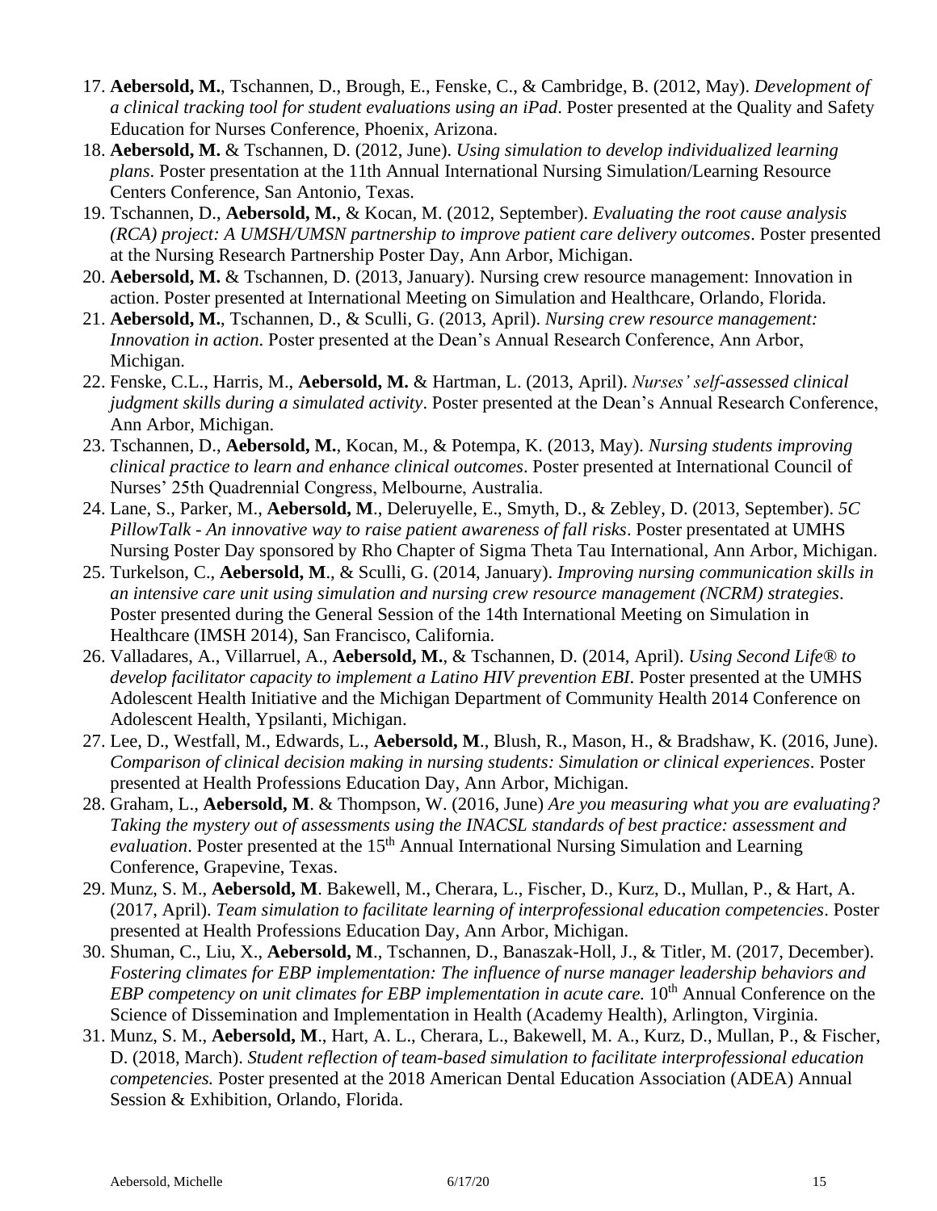17. **Aebersold, M.**, Tschannen, D., Brough, E., Fenske, C., & Cambridge, B. (2012, May). *Development of a clinical tracking tool for student evaluations using an iPad*. Poster presented at the Quality and Safety Education for Nurses Conference, Phoenix, Arizona.
18. **Aebersold, M.** & Tschannen, D. (2012, June). *Using simulation to develop individualized learning plans*. Poster presentation at the 11th Annual International Nursing Simulation/Learning Resource Centers Conference, San Antonio, Texas.
19. Tschannen, D., **Aebersold, M.**, & Kocan, M. (2012, September). *Evaluating the root cause analysis (RCA) project: A UMSH/UMSN partnership to improve patient care delivery outcomes*. Poster presented at the Nursing Research Partnership Poster Day, Ann Arbor, Michigan.
20. **Aebersold, M.** & Tschannen, D. (2013, January). Nursing crew resource management: Innovation in action. Poster presented at International Meeting on Simulation and Healthcare, Orlando, Florida.
21. **Aebersold, M.**, Tschannen, D., & Sculli, G. (2013, April). *Nursing crew resource management: Innovation in action*. Poster presented at the Dean's Annual Research Conference, Ann Arbor, Michigan.
22. Fenske, C.L., Harris, M., **Aebersold, M.** & Hartman, L. (2013, April). *Nurses' self-assessed clinical judgment skills during a simulated activity*. Poster presented at the Dean's Annual Research Conference, Ann Arbor, Michigan.
23. Tschannen, D., **Aebersold, M.**, Kocan, M., & Potempa, K. (2013, May). *Nursing students improving clinical practice to learn and enhance clinical outcomes*. Poster presented at International Council of Nurses' 25th Quadrennial Congress, Melbourne, Australia.
24. Lane, S., Parker, M., **Aebersold, M**., Deleruyelle, E., Smyth, D., & Zebley, D. (2013, September). *5C PillowTalk - An innovative way to raise patient awareness of fall risks*. Poster presentated at UMHS Nursing Poster Day sponsored by Rho Chapter of Sigma Theta Tau International, Ann Arbor, Michigan.
25. Turkelson, C., **Aebersold, M**., & Sculli, G. (2014, January). *Improving nursing communication skills in an intensive care unit using simulation and nursing crew resource management (NCRM) strategies*. Poster presented during the General Session of the 14th International Meeting on Simulation in Healthcare (IMSH 2014), San Francisco, California.
26. Valladares, A., Villarruel, A., **Aebersold, M.**, & Tschannen, D. (2014, April). *Using Second Life® to develop facilitator capacity to implement a Latino HIV prevention EBI*. Poster presented at the UMHS Adolescent Health Initiative and the Michigan Department of Community Health 2014 Conference on Adolescent Health, Ypsilanti, Michigan.
27. Lee, D., Westfall, M., Edwards, L., **Aebersold, M**., Blush, R., Mason, H., & Bradshaw, K. (2016, June). *Comparison of clinical decision making in nursing students: Simulation or clinical experiences*. Poster presented at Health Professions Education Day, Ann Arbor, Michigan.
28. Graham, L., **Aebersold, M**. & Thompson, W. (2016, June) *Are you measuring what you are evaluating? Taking the mystery out of assessments using the INACSL standards of best practice: assessment and evaluation*. Poster presented at the 15th Annual International Nursing Simulation and Learning Conference, Grapevine, Texas.
29. Munz, S. M., **Aebersold, M**. Bakewell, M., Cherara, L., Fischer, D., Kurz, D., Mullan, P., & Hart, A. (2017, April). *Team simulation to facilitate learning of interprofessional education competencies*. Poster presented at Health Professions Education Day, Ann Arbor, Michigan.
30. Shuman, C., Liu, X., **Aebersold, M**., Tschannen, D., Banaszak-Holl, J., & Titler, M. (2017, December). *Fostering climates for EBP implementation: The influence of nurse manager leadership behaviors and EBP competency on unit climates for EBP implementation in acute care.* 10th Annual Conference on the Science of Dissemination and Implementation in Health (Academy Health), Arlington, Virginia.
31. Munz, S. M., **Aebersold, M**., Hart, A. L., Cherara, L., Bakewell, M. A., Kurz, D., Mullan, P., & Fischer, D. (2018, March). *Student reflection of team-based simulation to facilitate interprofessional education competencies.* Poster presented at the 2018 American Dental Education Association (ADEA) Annual Session & Exhibition, Orlando, Florida.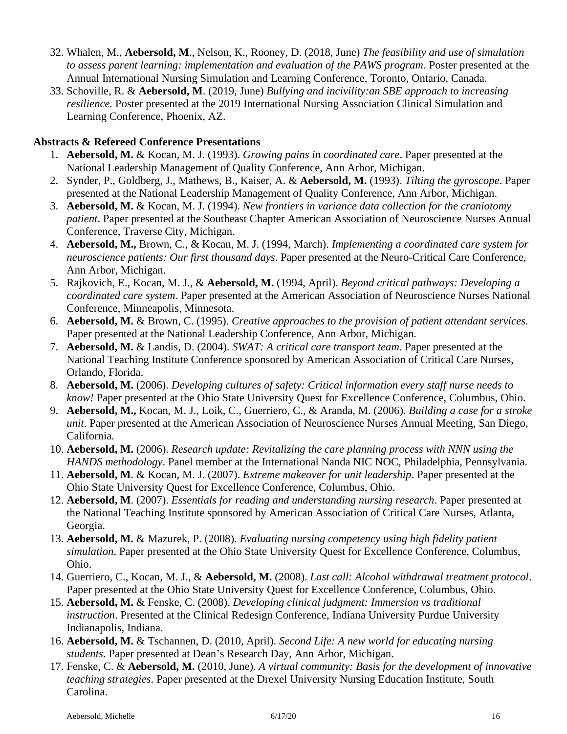32. Whalen, M., **Aebersold, M**., Nelson, K., Rooney, D. (2018, June) *The feasibility and use of simulation to assess parent learning: implementation and evaluation of the PAWS program*. Poster presented at the Annual International Nursing Simulation and Learning Conference, Toronto, Ontario, Canada.
33. Schoville, R. & **Aebersold, M**. (2019, June) *Bullying and incivility:an SBE approach to increasing resilience.* Poster presented at the 2019 International Nursing Association Clinical Simulation and Learning Conference, Phoenix, AZ.

**Abstracts & Refereed Conference Presentations**

1. **Aebersold, M.** & Kocan, M. J. (1993). *Growing pains in coordinated care*. Paper presented at the National Leadership Management of Quality Conference, Ann Arbor, Michigan.
2. Synder, P., Goldberg, J., Mathews, B., Kaiser, A. & **Aebersold, M.** (1993). *Tilting the gyroscope*. Paper presented at the National Leadership Management of Quality Conference, Ann Arbor, Michigan.
3. **Aebersold, M.** & Kocan, M. J. (1994). *New frontiers in variance data collection for the craniotomy patient*. Paper presented at the Southeast Chapter American Association of Neuroscience Nurses Annual Conference, Traverse City, Michigan.
4. **Aebersold, M.,** Brown, C., & Kocan, M. J. (1994, March). *Implementing a coordinated care system for neuroscience patients: Our first thousand days*. Paper presented at the Neuro-Critical Care Conference, Ann Arbor, Michigan.
5. Rajkovich, E., Kocan, M. J., & **Aebersold, M.** (1994, April). *Beyond critical pathways: Developing a coordinated care system*. Paper presented at the American Association of Neuroscience Nurses National Conference, Minneapolis, Minnesota.
6. **Aebersold, M.** & Brown, C. (1995). *Creative approaches to the provision of patient attendant services.* Paper presented at the National Leadership Conference, Ann Arbor, Michigan.
7. **Aebersold, M.** & Landis, D. (2004). *SWAT: A critical care transport team*. Paper presented at the National Teaching Institute Conference sponsored by American Association of Critical Care Nurses, Orlando, Florida.
8. **Aebersold, M.** (2006). *Developing cultures of safety: Critical information every staff nurse needs to know!* Paper presented at the Ohio State University Quest for Excellence Conference, Columbus, Ohio.
9. **Aebersold, M.,** Kocan, M. J., Loik, C., Guerriero, C., & Aranda, M. (2006). *Building a case for a stroke unit*. Paper presented at the American Association of Neuroscience Nurses Annual Meeting, San Diego, California.
10. **Aebersold, M.** (2006). *Research update: Revitalizing the care planning process with NNN using the HANDS methodology*. Panel member at the International Nanda NIC NOC, Philadelphia, Pennsylvania.
11. **Aebersold, M**. & Kocan, M. J. (2007). *Extreme makeover for unit leadership*. Paper presented at the Ohio State University Quest for Excellence Conference, Columbus, Ohio.
12. **Aebersold, M**. (2007). *Essentials for reading and understanding nursing research*. Paper presented at the National Teaching Institute sponsored by American Association of Critical Care Nurses, Atlanta, Georgia.
13. **Aebersold, M.** & Mazurek, P. (2008). *Evaluating nursing competency using high fidelity patient simulation*. Paper presented at the Ohio State University Quest for Excellence Conference, Columbus, Ohio.
14. Guerriero, C., Kocan, M. J., & **Aebersold, M.** (2008). *Last call: Alcohol withdrawal treatment protocol*. Paper presented at the Ohio State University Quest for Excellence Conference, Columbus, Ohio.
15. **Aebersold, M.** & Fenske, C. (2008). *Developing clinical judgment: Immersion vs traditional instruction*. Presented at the Clinical Redesign Conference, Indiana University Purdue University Indianapolis, Indiana.
16. **Aebersold, M.** & Tschannen, D. (2010, April). *Second Life: A new world for educating nursing students*. Paper presented at Dean's Research Day, Ann Arbor, Michigan.
17. Fenske, C. & **Aebersold, M.** (2010, June). *A virtual community: Basis for the development of innovative teaching strategies*. Paper presented at the Drexel University Nursing Education Institute, South Carolina.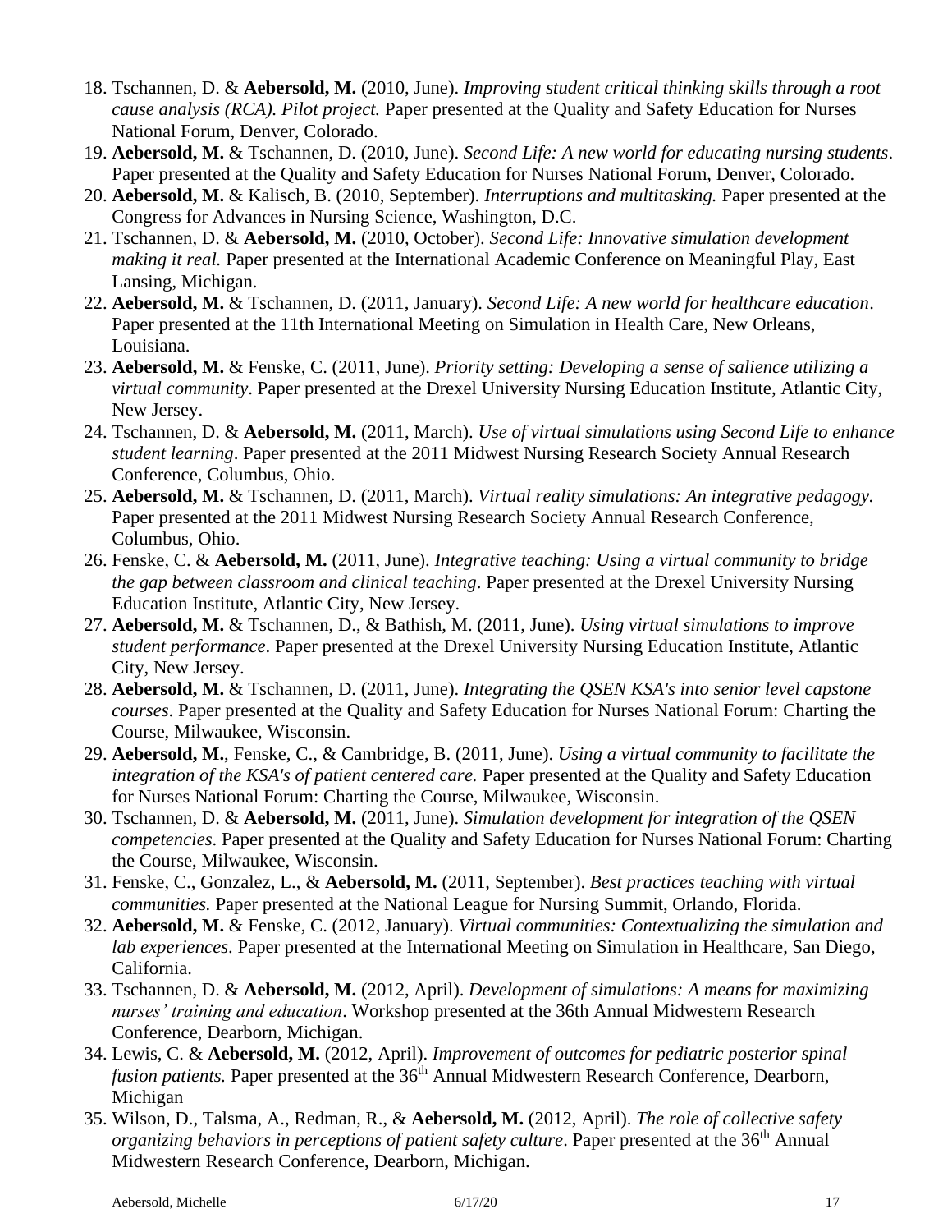18. Tschannen, D. & **Aebersold, M.** (2010, June). *Improving student critical thinking skills through a root cause analysis (RCA). Pilot project.* Paper presented at the Quality and Safety Education for Nurses National Forum, Denver, Colorado.
19. **Aebersold, M.** & Tschannen, D. (2010, June). *Second Life: A new world for educating nursing students*. Paper presented at the Quality and Safety Education for Nurses National Forum, Denver, Colorado.
20. **Aebersold, M.** & Kalisch, B. (2010, September). *Interruptions and multitasking.* Paper presented at the Congress for Advances in Nursing Science, Washington, D.C.
21. Tschannen, D. & **Aebersold, M.** (2010, October). *Second Life: Innovative simulation development making it real.* Paper presented at the International Academic Conference on Meaningful Play, East Lansing, Michigan.
22. **Aebersold, M.** & Tschannen, D. (2011, January). *Second Life: A new world for healthcare education*. Paper presented at the 11th International Meeting on Simulation in Health Care, New Orleans, Louisiana.
23. **Aebersold, M.** & Fenske, C. (2011, June). *Priority setting: Developing a sense of salience utilizing a virtual community*. Paper presented at the Drexel University Nursing Education Institute, Atlantic City, New Jersey.
24. Tschannen, D. & **Aebersold, M.** (2011, March). *Use of virtual simulations using Second Life to enhance student learning*. Paper presented at the 2011 Midwest Nursing Research Society Annual Research Conference, Columbus, Ohio.
25. **Aebersold, M.** & Tschannen, D. (2011, March). *Virtual reality simulations: An integrative pedagogy.* Paper presented at the 2011 Midwest Nursing Research Society Annual Research Conference, Columbus, Ohio.
26. Fenske, C. & **Aebersold, M.** (2011, June). *Integrative teaching: Using a virtual community to bridge the gap between classroom and clinical teaching*. Paper presented at the Drexel University Nursing Education Institute, Atlantic City, New Jersey.
27. **Aebersold, M.** & Tschannen, D., & Bathish, M. (2011, June). *Using virtual simulations to improve student performance*. Paper presented at the Drexel University Nursing Education Institute, Atlantic City, New Jersey.
28. **Aebersold, M.** & Tschannen, D. (2011, June). *Integrating the QSEN KSA's into senior level capstone courses*. Paper presented at the Quality and Safety Education for Nurses National Forum: Charting the Course, Milwaukee, Wisconsin.
29. **Aebersold, M.**, Fenske, C., & Cambridge, B. (2011, June). *Using a virtual community to facilitate the integration of the KSA's of patient centered care.* Paper presented at the Quality and Safety Education for Nurses National Forum: Charting the Course, Milwaukee, Wisconsin.
30. Tschannen, D. & **Aebersold, M.** (2011, June). *Simulation development for integration of the QSEN competencies*. Paper presented at the Quality and Safety Education for Nurses National Forum: Charting the Course, Milwaukee, Wisconsin.
31. Fenske, C., Gonzalez, L., & **Aebersold, M.** (2011, September). *Best practices teaching with virtual communities.* Paper presented at the National League for Nursing Summit, Orlando, Florida.
32. **Aebersold, M.** & Fenske, C. (2012, January). *Virtual communities: Contextualizing the simulation and lab experiences*. Paper presented at the International Meeting on Simulation in Healthcare, San Diego, California.
33. Tschannen, D. & **Aebersold, M.** (2012, April). *Development of simulations: A means for maximizing nurses' training and education*. Workshop presented at the 36th Annual Midwestern Research Conference, Dearborn, Michigan.
34. Lewis, C. & **Aebersold, M.** (2012, April). *Improvement of outcomes for pediatric posterior spinal fusion patients.* Paper presented at the 36th Annual Midwestern Research Conference, Dearborn, Michigan
35. Wilson, D., Talsma, A., Redman, R., & **Aebersold, M.** (2012, April). *The role of collective safety organizing behaviors in perceptions of patient safety culture*. Paper presented at the 36th Annual Midwestern Research Conference, Dearborn, Michigan.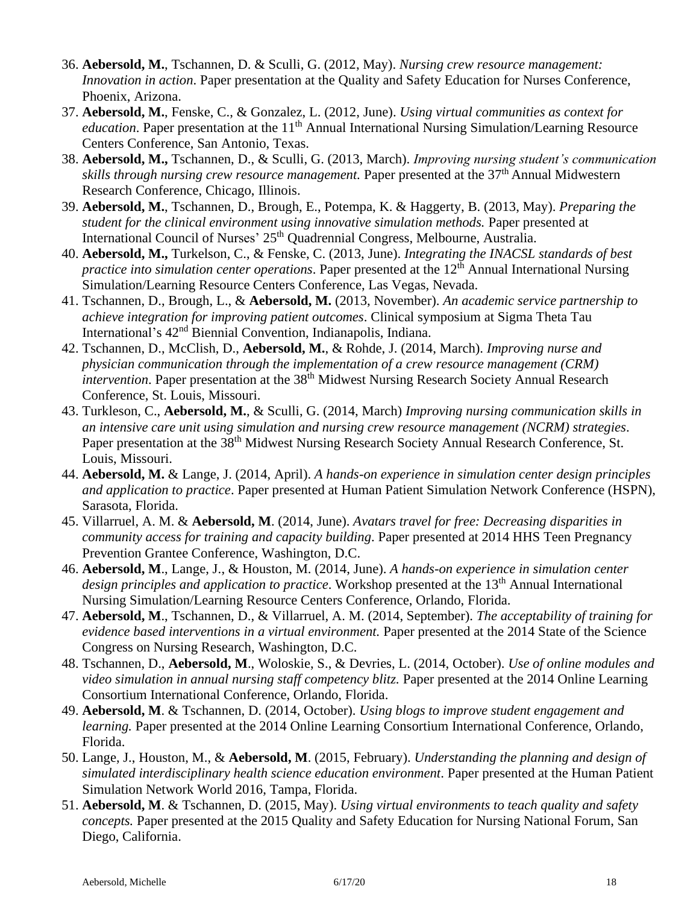36. **Aebersold, M.**, Tschannen, D. & Sculli, G. (2012, May). *Nursing crew resource management: Innovation in action*. Paper presentation at the Quality and Safety Education for Nurses Conference, Phoenix, Arizona.
37. **Aebersold, M.**, Fenske, C., & Gonzalez, L. (2012, June). *Using virtual communities as context for education*. Paper presentation at the 11th Annual International Nursing Simulation/Learning Resource Centers Conference, San Antonio, Texas.
38. **Aebersold, M.,** Tschannen, D., & Sculli, G. (2013, March). *Improving nursing student's communication skills through nursing crew resource management.* Paper presented at the 37th Annual Midwestern Research Conference, Chicago, Illinois.
39. **Aebersold, M.**, Tschannen, D., Brough, E., Potempa, K. & Haggerty, B. (2013, May). *Preparing the student for the clinical environment using innovative simulation methods.* Paper presented at International Council of Nurses' 25th Quadrennial Congress, Melbourne, Australia.
40. **Aebersold, M.,** Turkelson, C., & Fenske, C. (2013, June). *Integrating the INACSL standards of best practice into simulation center operations*. Paper presented at the 12th Annual International Nursing Simulation/Learning Resource Centers Conference, Las Vegas, Nevada.
41. Tschannen, D., Brough, L., & **Aebersold, M.** (2013, November). *An academic service partnership to achieve integration for improving patient outcomes*. Clinical symposium at Sigma Theta Tau International's 42nd Biennial Convention, Indianapolis, Indiana.
42. Tschannen, D., McClish, D., **Aebersold, M.**, & Rohde, J. (2014, March). *Improving nurse and physician communication through the implementation of a crew resource management (CRM) intervention*. Paper presentation at the 38th Midwest Nursing Research Society Annual Research Conference, St. Louis, Missouri.
43. Turkleson, C., **Aebersold, M.**, & Sculli, G. (2014, March) *Improving nursing communication skills in an intensive care unit using simulation and nursing crew resource management (NCRM) strategies*. Paper presentation at the 38th Midwest Nursing Research Society Annual Research Conference, St. Louis, Missouri.
44. **Aebersold, M.** & Lange, J. (2014, April). *A hands-on experience in simulation center design principles and application to practice*. Paper presented at Human Patient Simulation Network Conference (HSPN), Sarasota, Florida.
45. Villarruel, A. M. & **Aebersold, M**. (2014, June). *Avatars travel for free: Decreasing disparities in community access for training and capacity building*. Paper presented at 2014 HHS Teen Pregnancy Prevention Grantee Conference, Washington, D.C.
46. **Aebersold, M**., Lange, J., & Houston, M. (2014, June). *A hands-on experience in simulation center design principles and application to practice*. Workshop presented at the 13th Annual International Nursing Simulation/Learning Resource Centers Conference, Orlando, Florida.
47. **Aebersold, M**., Tschannen, D., & Villarruel, A. M. (2014, September). *The acceptability of training for evidence based interventions in a virtual environment.* Paper presented at the 2014 State of the Science Congress on Nursing Research, Washington, D.C.
48. Tschannen, D., **Aebersold, M**., Woloskie, S., & Devries, L. (2014, October). *Use of online modules and video simulation in annual nursing staff competency blitz.* Paper presented at the 2014 Online Learning Consortium International Conference, Orlando, Florida.
49. **Aebersold, M**. & Tschannen, D. (2014, October). *Using blogs to improve student engagement and learning.* Paper presented at the 2014 Online Learning Consortium International Conference, Orlando, Florida.
50. Lange, J., Houston, M., & **Aebersold, M**. (2015, February). *Understanding the planning and design of simulated interdisciplinary health science education environment*. Paper presented at the Human Patient Simulation Network World 2016, Tampa, Florida.
51. **Aebersold, M**. & Tschannen, D. (2015, May). *Using virtual environments to teach quality and safety concepts.* Paper presented at the 2015 Quality and Safety Education for Nursing National Forum, San Diego, California.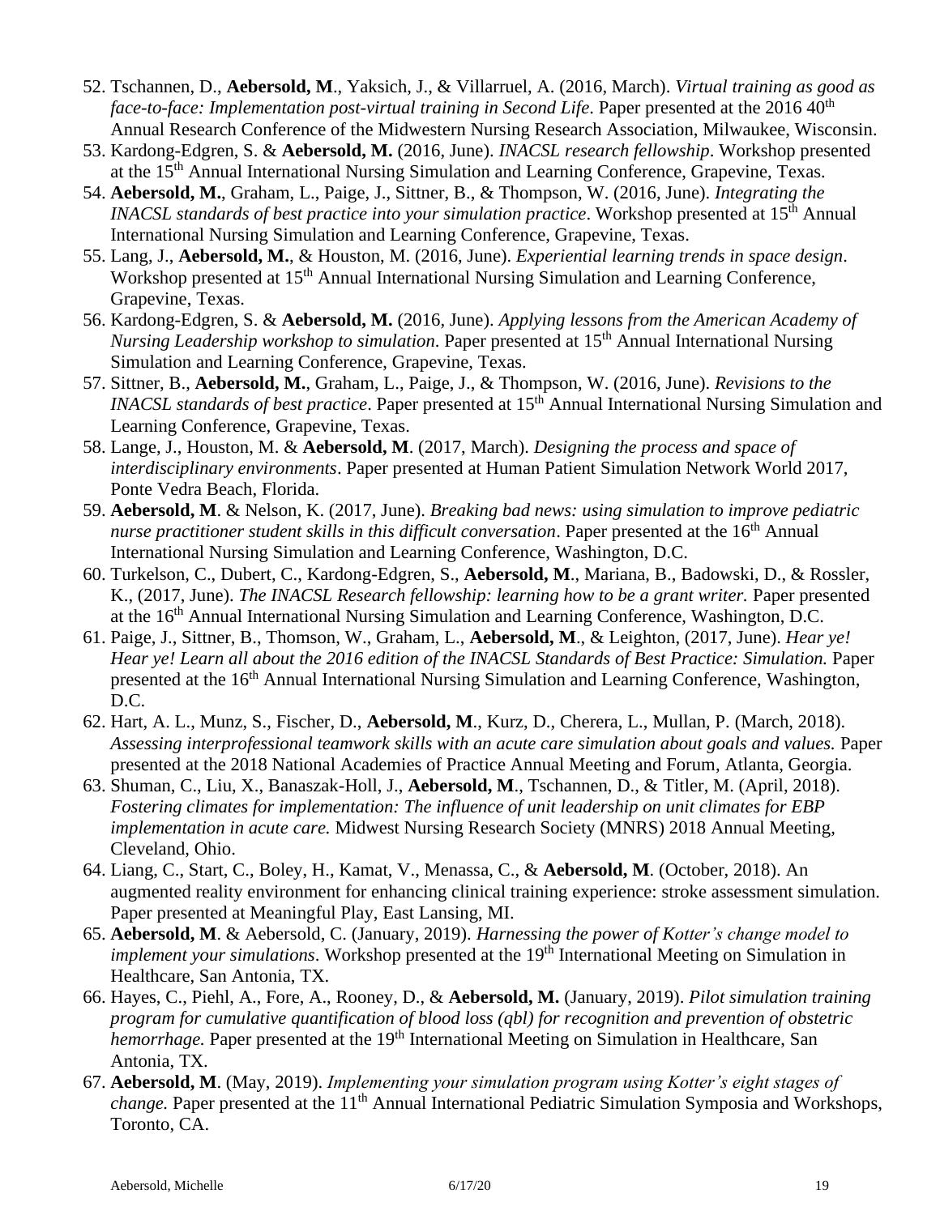52. Tschannen, D., **Aebersold, M**., Yaksich, J., & Villarruel, A. (2016, March). *Virtual training as good as face-to-face: Implementation post-virtual training in Second Life*. Paper presented at the 2016 40th Annual Research Conference of the Midwestern Nursing Research Association, Milwaukee, Wisconsin.
53. Kardong-Edgren, S. & **Aebersold, M.** (2016, June). *INACSL research fellowship*. Workshop presented at the 15th Annual International Nursing Simulation and Learning Conference, Grapevine, Texas.
54. **Aebersold, M.**, Graham, L., Paige, J., Sittner, B., & Thompson, W. (2016, June). *Integrating the INACSL standards of best practice into your simulation practice*. Workshop presented at 15th Annual International Nursing Simulation and Learning Conference, Grapevine, Texas.
55. Lang, J., **Aebersold, M.**, & Houston, M. (2016, June). *Experiential learning trends in space design*. Workshop presented at 15th Annual International Nursing Simulation and Learning Conference, Grapevine, Texas.
56. Kardong-Edgren, S. & **Aebersold, M.** (2016, June). *Applying lessons from the American Academy of Nursing Leadership workshop to simulation*. Paper presented at 15th Annual International Nursing Simulation and Learning Conference, Grapevine, Texas.
57. Sittner, B., **Aebersold, M.**, Graham, L., Paige, J., & Thompson, W. (2016, June). *Revisions to the INACSL standards of best practice*. Paper presented at 15th Annual International Nursing Simulation and Learning Conference, Grapevine, Texas.
58. Lange, J., Houston, M. & **Aebersold, M**. (2017, March). *Designing the process and space of interdisciplinary environments*. Paper presented at Human Patient Simulation Network World 2017, Ponte Vedra Beach, Florida.
59. **Aebersold, M**. & Nelson, K. (2017, June). *Breaking bad news: using simulation to improve pediatric nurse practitioner student skills in this difficult conversation*. Paper presented at the 16th Annual International Nursing Simulation and Learning Conference, Washington, D.C.
60. Turkelson, C., Dubert, C., Kardong-Edgren, S., **Aebersold, M**., Mariana, B., Badowski, D., & Rossler, K., (2017, June). *The INACSL Research fellowship: learning how to be a grant writer.* Paper presented at the 16th Annual International Nursing Simulation and Learning Conference, Washington, D.C.
61. Paige, J., Sittner, B., Thomson, W., Graham, L., **Aebersold, M**., & Leighton, (2017, June). *Hear ye! Hear ye! Learn all about the 2016 edition of the INACSL Standards of Best Practice: Simulation.* Paper presented at the 16th Annual International Nursing Simulation and Learning Conference, Washington, D.C.
62. Hart, A. L., Munz, S., Fischer, D., **Aebersold, M**., Kurz, D., Cherera, L., Mullan, P. (March, 2018). *Assessing interprofessional teamwork skills with an acute care simulation about goals and values.* Paper presented at the 2018 National Academies of Practice Annual Meeting and Forum, Atlanta, Georgia.
63. Shuman, C., Liu, X., Banaszak-Holl, J., **Aebersold, M**., Tschannen, D., & Titler, M. (April, 2018). *Fostering climates for implementation: The influence of unit leadership on unit climates for EBP implementation in acute care.* Midwest Nursing Research Society (MNRS) 2018 Annual Meeting, Cleveland, Ohio.
64. Liang, C., Start, C., Boley, H., Kamat, V., Menassa, C., & **Aebersold, M**. (October, 2018). An augmented reality environment for enhancing clinical training experience: stroke assessment simulation. Paper presented at Meaningful Play, East Lansing, MI.
65. **Aebersold, M**. & Aebersold, C. (January, 2019). *Harnessing the power of Kotter's change model to implement your simulations*. Workshop presented at the 19th International Meeting on Simulation in Healthcare, San Antonia, TX.
66. Hayes, C., Piehl, A., Fore, A., Rooney, D., & **Aebersold, M.** (January, 2019). *Pilot simulation training program for cumulative quantification of blood loss (qbl) for recognition and prevention of obstetric hemorrhage.* Paper presented at the 19th International Meeting on Simulation in Healthcare, San Antonia, TX.
67. **Aebersold, M**. (May, 2019). *Implementing your simulation program using Kotter's eight stages of change.* Paper presented at the 11th Annual International Pediatric Simulation Symposia and Workshops, Toronto, CA.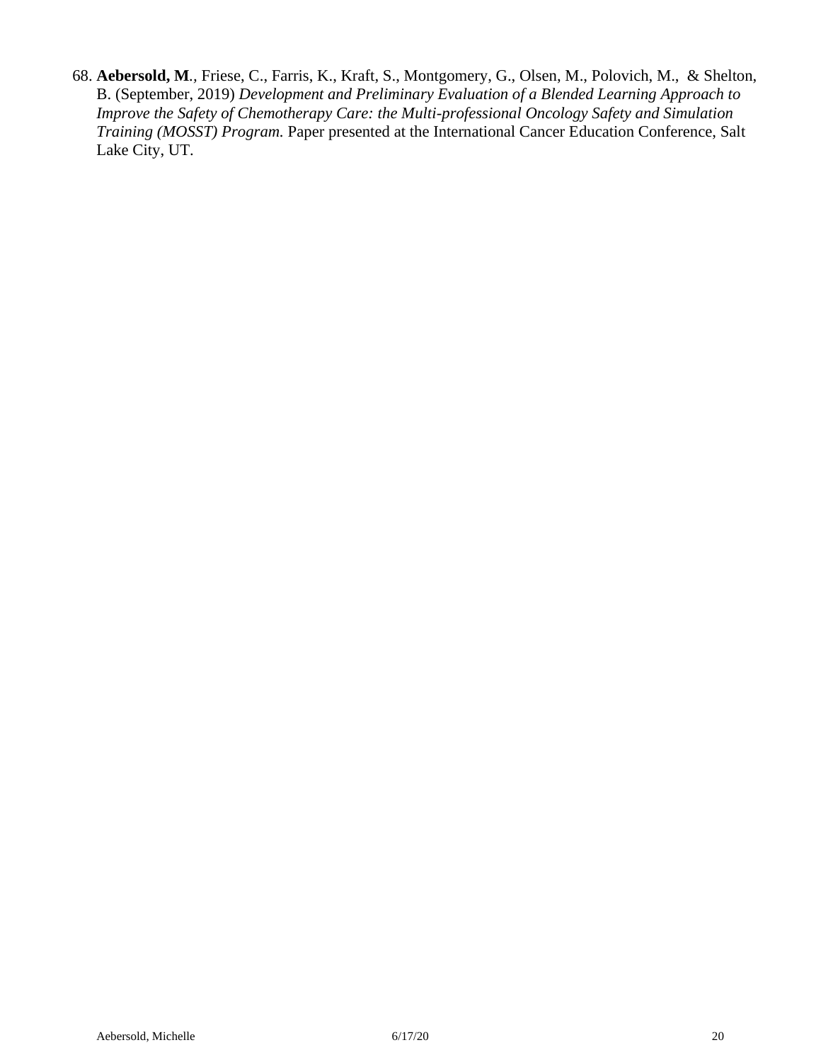68. **Aebersold, M**., Friese, C., Farris, K., Kraft, S., Montgomery, G., Olsen, M., Polovich, M., & Shelton, B. (September, 2019) *Development and Preliminary Evaluation of a Blended Learning Approach to Improve the Safety of Chemotherapy Care: the Multi-professional Oncology Safety and Simulation Training (MOSST) Program.* Paper presented at the International Cancer Education Conference, Salt Lake City, UT.